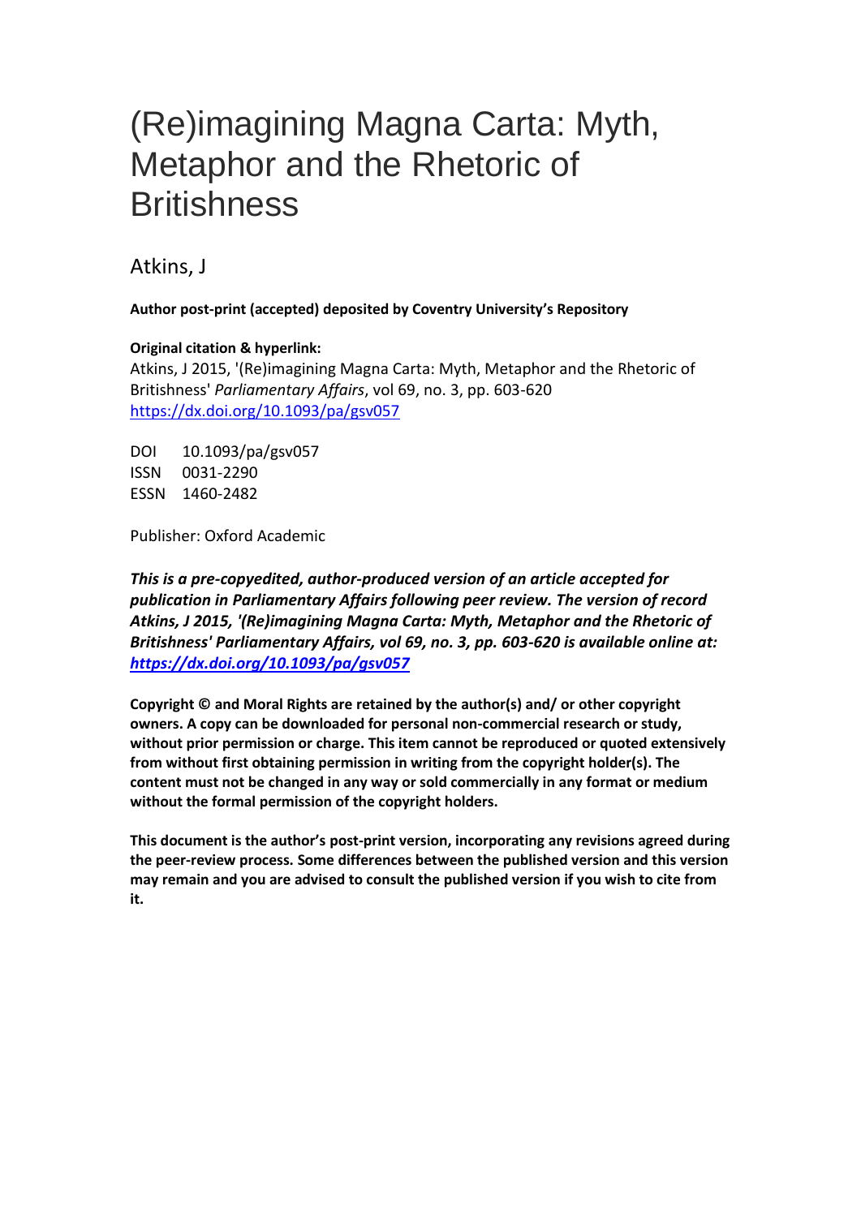# (Re)imagining Magna Carta: Myth, Metaphor and the Rhetoric of Britishness

Atkins, J

**Author post-print (accepted) deposited by Coventry University's Repository**

**Original citation & hyperlink:**

Atkins, J 2015, '(Re)imagining Magna Carta: Myth, Metaphor and the Rhetoric of Britishness' *Parliamentary Affairs*, vol 69, no. 3, pp. 603-620
https://dx.doi.org/10.1093/pa/gsv057

DOI 10.1093/pa/gsv057
ISSN 0031-2290
ESSN 1460-2482

Publisher: Oxford Academic

***This is a pre-copyedited, author-produced version of an article accepted for publication in Parliamentary Affairs following peer review. The version of record Atkins, J 2015, '(Re)imagining Magna Carta: Myth, Metaphor and the Rhetoric of Britishness' Parliamentary Affairs, vol 69, no. 3, pp. 603-620 is available online at: https://dx.doi.org/10.1093/pa/gsv057***

**Copyright © and Moral Rights are retained by the author(s) and/ or other copyright owners. A copy can be downloaded for personal non-commercial research or study, without prior permission or charge. This item cannot be reproduced or quoted extensively from without first obtaining permission in writing from the copyright holder(s). The content must not be changed in any way or sold commercially in any format or medium without the formal permission of the copyright holders.**

**This document is the author's post-print version, incorporating any revisions agreed during the peer-review process. Some differences between the published version and this version may remain and you are advised to consult the published version if you wish to cite from it.**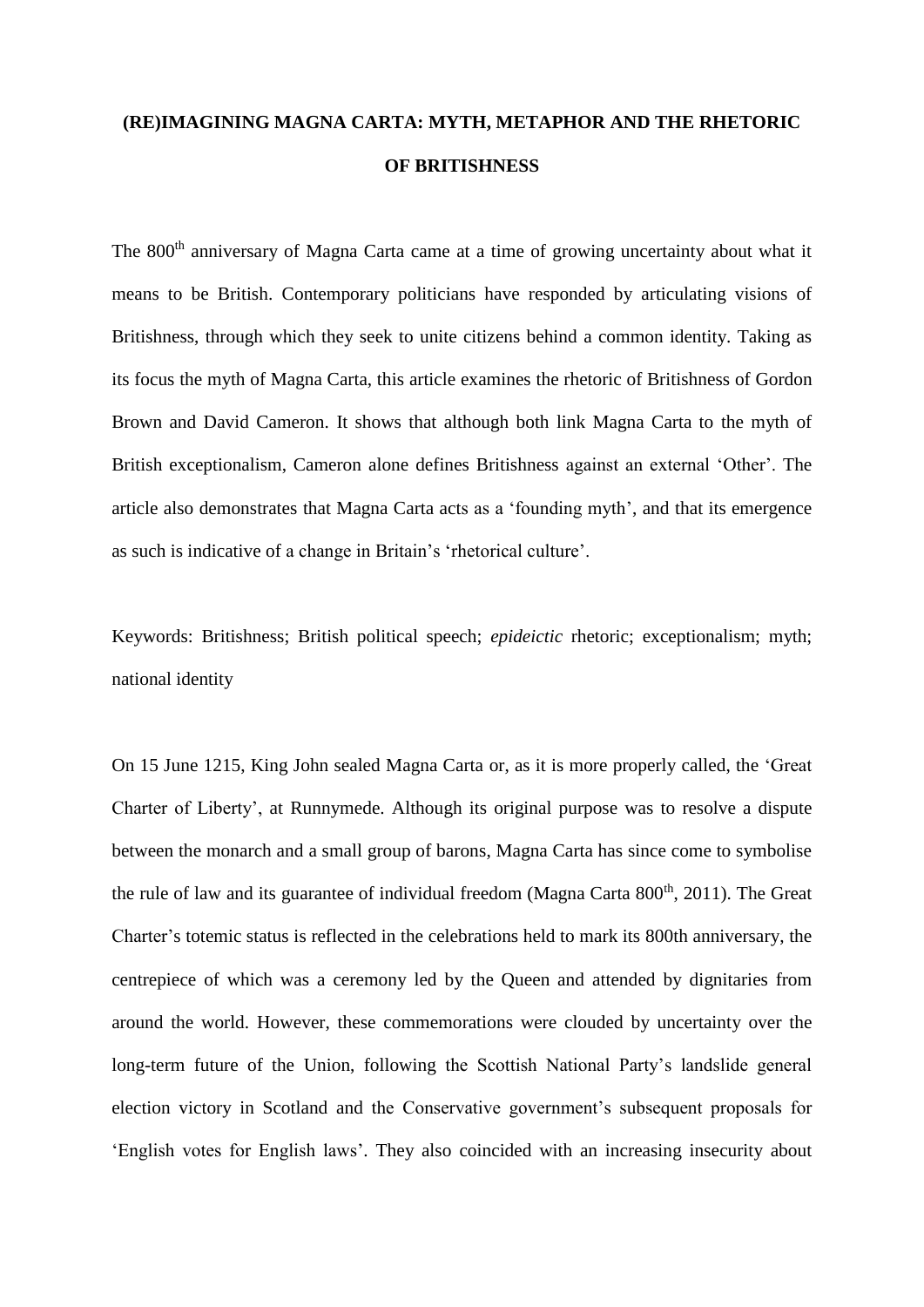# (RE)IMAGINING MAGNA CARTA: MYTH, METAPHOR AND THE RHETORIC OF BRITISHNESS

The 800th anniversary of Magna Carta came at a time of growing uncertainty about what it means to be British. Contemporary politicians have responded by articulating visions of Britishness, through which they seek to unite citizens behind a common identity. Taking as its focus the myth of Magna Carta, this article examines the rhetoric of Britishness of Gordon Brown and David Cameron. It shows that although both link Magna Carta to the myth of British exceptionalism, Cameron alone defines Britishness against an external 'Other'. The article also demonstrates that Magna Carta acts as a 'founding myth', and that its emergence as such is indicative of a change in Britain's 'rhetorical culture'.

Keywords: Britishness; British political speech; *epideictic* rhetoric; exceptionalism; myth; national identity

On 15 June 1215, King John sealed Magna Carta or, as it is more properly called, the 'Great Charter of Liberty', at Runnymede. Although its original purpose was to resolve a dispute between the monarch and a small group of barons, Magna Carta has since come to symbolise the rule of law and its guarantee of individual freedom (Magna Carta 800th, 2011). The Great Charter's totemic status is reflected in the celebrations held to mark its 800th anniversary, the centrepiece of which was a ceremony led by the Queen and attended by dignitaries from around the world. However, these commemorations were clouded by uncertainty over the long-term future of the Union, following the Scottish National Party's landslide general election victory in Scotland and the Conservative government's subsequent proposals for 'English votes for English laws'. They also coincided with an increasing insecurity about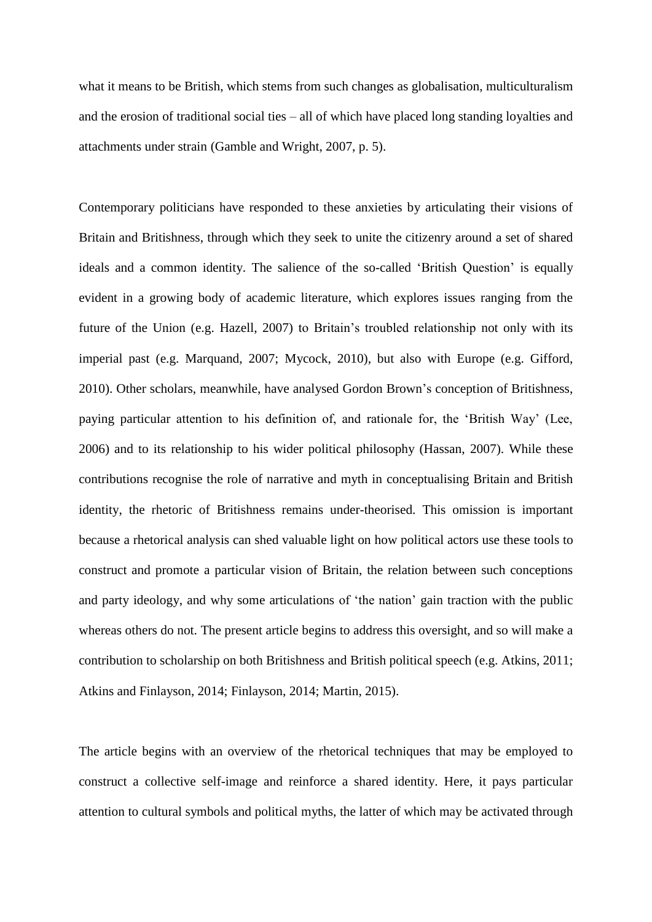what it means to be British, which stems from such changes as globalisation, multiculturalism and the erosion of traditional social ties – all of which have placed long standing loyalties and attachments under strain (Gamble and Wright, 2007, p. 5).

Contemporary politicians have responded to these anxieties by articulating their visions of Britain and Britishness, through which they seek to unite the citizenry around a set of shared ideals and a common identity. The salience of the so-called 'British Question' is equally evident in a growing body of academic literature, which explores issues ranging from the future of the Union (e.g. Hazell, 2007) to Britain's troubled relationship not only with its imperial past (e.g. Marquand, 2007; Mycock, 2010), but also with Europe (e.g. Gifford, 2010). Other scholars, meanwhile, have analysed Gordon Brown's conception of Britishness, paying particular attention to his definition of, and rationale for, the 'British Way' (Lee, 2006) and to its relationship to his wider political philosophy (Hassan, 2007). While these contributions recognise the role of narrative and myth in conceptualising Britain and British identity, the rhetoric of Britishness remains under-theorised. This omission is important because a rhetorical analysis can shed valuable light on how political actors use these tools to construct and promote a particular vision of Britain, the relation between such conceptions and party ideology, and why some articulations of 'the nation' gain traction with the public whereas others do not. The present article begins to address this oversight, and so will make a contribution to scholarship on both Britishness and British political speech (e.g. Atkins, 2011; Atkins and Finlayson, 2014; Finlayson, 2014; Martin, 2015).

The article begins with an overview of the rhetorical techniques that may be employed to construct a collective self-image and reinforce a shared identity. Here, it pays particular attention to cultural symbols and political myths, the latter of which may be activated through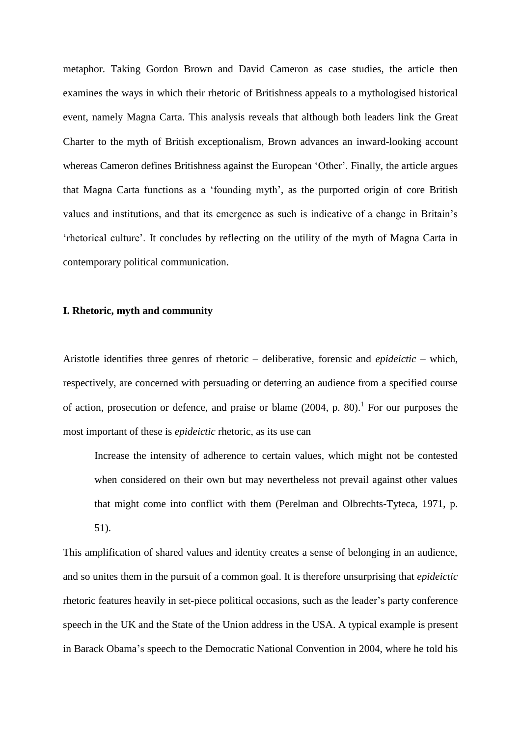metaphor. Taking Gordon Brown and David Cameron as case studies, the article then examines the ways in which their rhetoric of Britishness appeals to a mythologised historical event, namely Magna Carta. This analysis reveals that although both leaders link the Great Charter to the myth of British exceptionalism, Brown advances an inward-looking account whereas Cameron defines Britishness against the European 'Other'. Finally, the article argues that Magna Carta functions as a 'founding myth', as the purported origin of core British values and institutions, and that its emergence as such is indicative of a change in Britain's 'rhetorical culture'. It concludes by reflecting on the utility of the myth of Magna Carta in contemporary political communication.

## I. Rhetoric, myth and community

Aristotle identifies three genres of rhetoric – deliberative, forensic and *epideictic* – which, respectively, are concerned with persuading or deterring an audience from a specified course of action, prosecution or defence, and praise or blame (2004, p. 80).[1] For our purposes the most important of these is *epideictic* rhetoric, as its use can

> Increase the intensity of adherence to certain values, which might not be contested when considered on their own but may nevertheless not prevail against other values that might come into conflict with them (Perelman and Olbrechts-Tyteca, 1971, p. 51).

This amplification of shared values and identity creates a sense of belonging in an audience, and so unites them in the pursuit of a common goal. It is therefore unsurprising that *epideictic* rhetoric features heavily in set-piece political occasions, such as the leader's party conference speech in the UK and the State of the Union address in the USA. A typical example is present in Barack Obama's speech to the Democratic National Convention in 2004, where he told his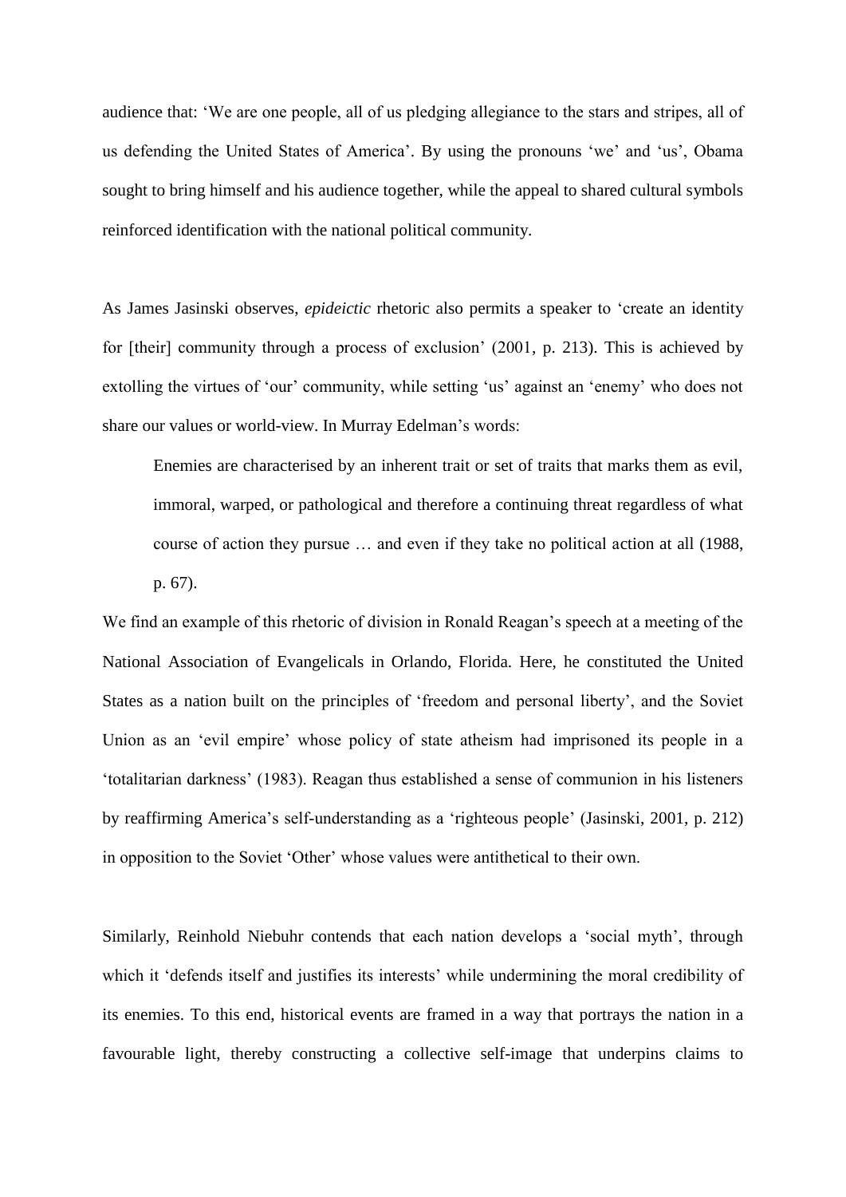audience that: 'We are one people, all of us pledging allegiance to the stars and stripes, all of us defending the United States of America'. By using the pronouns 'we' and 'us', Obama sought to bring himself and his audience together, while the appeal to shared cultural symbols reinforced identification with the national political community.

As James Jasinski observes, *epideictic* rhetoric also permits a speaker to 'create an identity for [their] community through a process of exclusion' (2001, p. 213). This is achieved by extolling the virtues of 'our' community, while setting 'us' against an 'enemy' who does not share our values or world-view. In Murray Edelman's words:

> Enemies are characterised by an inherent trait or set of traits that marks them as evil, immoral, warped, or pathological and therefore a continuing threat regardless of what course of action they pursue … and even if they take no political action at all (1988, p. 67).

We find an example of this rhetoric of division in Ronald Reagan's speech at a meeting of the National Association of Evangelicals in Orlando, Florida. Here, he constituted the United States as a nation built on the principles of 'freedom and personal liberty', and the Soviet Union as an 'evil empire' whose policy of state atheism had imprisoned its people in a 'totalitarian darkness' (1983). Reagan thus established a sense of communion in his listeners by reaffirming America's self-understanding as a 'righteous people' (Jasinski, 2001, p. 212) in opposition to the Soviet 'Other' whose values were antithetical to their own.

Similarly, Reinhold Niebuhr contends that each nation develops a 'social myth', through which it 'defends itself and justifies its interests' while undermining the moral credibility of its enemies. To this end, historical events are framed in a way that portrays the nation in a favourable light, thereby constructing a collective self-image that underpins claims to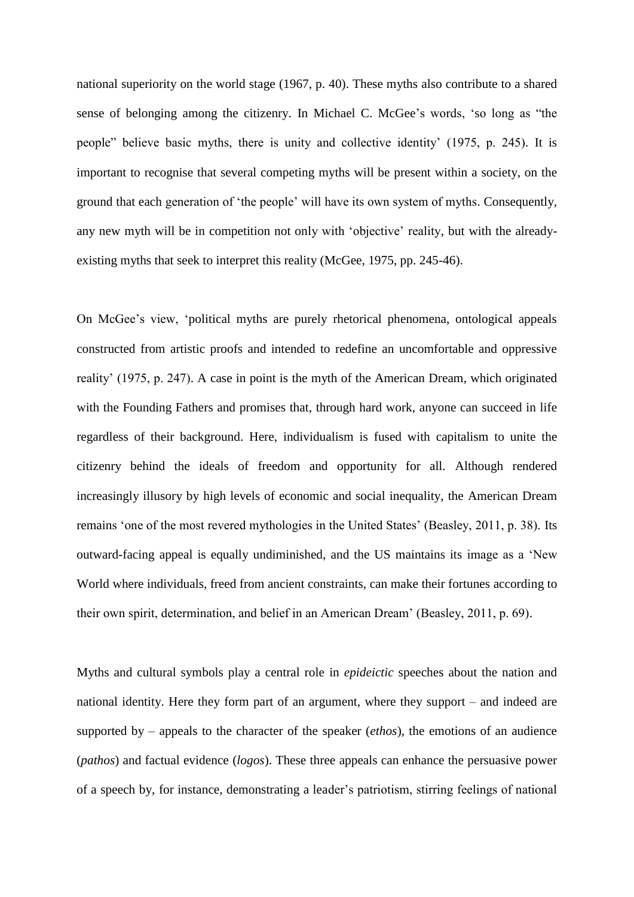national superiority on the world stage (1967, p. 40). These myths also contribute to a shared sense of belonging among the citizenry. In Michael C. McGee's words, 'so long as "the people" believe basic myths, there is unity and collective identity' (1975, p. 245). It is important to recognise that several competing myths will be present within a society, on the ground that each generation of 'the people' will have its own system of myths. Consequently, any new myth will be in competition not only with 'objective' reality, but with the already-existing myths that seek to interpret this reality (McGee, 1975, pp. 245-46).

On McGee's view, 'political myths are purely rhetorical phenomena, ontological appeals constructed from artistic proofs and intended to redefine an uncomfortable and oppressive reality' (1975, p. 247). A case in point is the myth of the American Dream, which originated with the Founding Fathers and promises that, through hard work, anyone can succeed in life regardless of their background. Here, individualism is fused with capitalism to unite the citizenry behind the ideals of freedom and opportunity for all. Although rendered increasingly illusory by high levels of economic and social inequality, the American Dream remains 'one of the most revered mythologies in the United States' (Beasley, 2011, p. 38). Its outward-facing appeal is equally undiminished, and the US maintains its image as a 'New World where individuals, freed from ancient constraints, can make their fortunes according to their own spirit, determination, and belief in an American Dream' (Beasley, 2011, p. 69).

Myths and cultural symbols play a central role in *epideictic* speeches about the nation and national identity. Here they form part of an argument, where they support – and indeed are supported by – appeals to the character of the speaker (*ethos*), the emotions of an audience (*pathos*) and factual evidence (*logos*). These three appeals can enhance the persuasive power of a speech by, for instance, demonstrating a leader's patriotism, stirring feelings of national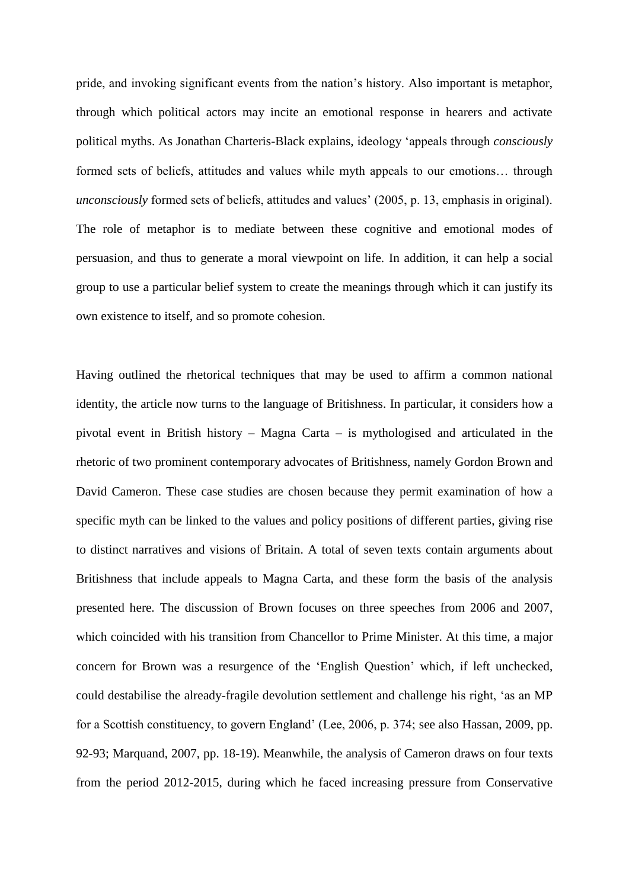pride, and invoking significant events from the nation's history. Also important is metaphor, through which political actors may incite an emotional response in hearers and activate political myths. As Jonathan Charteris-Black explains, ideology 'appeals through *consciously* formed sets of beliefs, attitudes and values while myth appeals to our emotions… through *unconsciously* formed sets of beliefs, attitudes and values' (2005, p. 13, emphasis in original). The role of metaphor is to mediate between these cognitive and emotional modes of persuasion, and thus to generate a moral viewpoint on life. In addition, it can help a social group to use a particular belief system to create the meanings through which it can justify its own existence to itself, and so promote cohesion.

Having outlined the rhetorical techniques that may be used to affirm a common national identity, the article now turns to the language of Britishness. In particular, it considers how a pivotal event in British history – Magna Carta – is mythologised and articulated in the rhetoric of two prominent contemporary advocates of Britishness, namely Gordon Brown and David Cameron. These case studies are chosen because they permit examination of how a specific myth can be linked to the values and policy positions of different parties, giving rise to distinct narratives and visions of Britain. A total of seven texts contain arguments about Britishness that include appeals to Magna Carta, and these form the basis of the analysis presented here. The discussion of Brown focuses on three speeches from 2006 and 2007, which coincided with his transition from Chancellor to Prime Minister. At this time, a major concern for Brown was a resurgence of the 'English Question' which, if left unchecked, could destabilise the already-fragile devolution settlement and challenge his right, 'as an MP for a Scottish constituency, to govern England' (Lee, 2006, p. 374; see also Hassan, 2009, pp. 92-93; Marquand, 2007, pp. 18-19). Meanwhile, the analysis of Cameron draws on four texts from the period 2012-2015, during which he faced increasing pressure from Conservative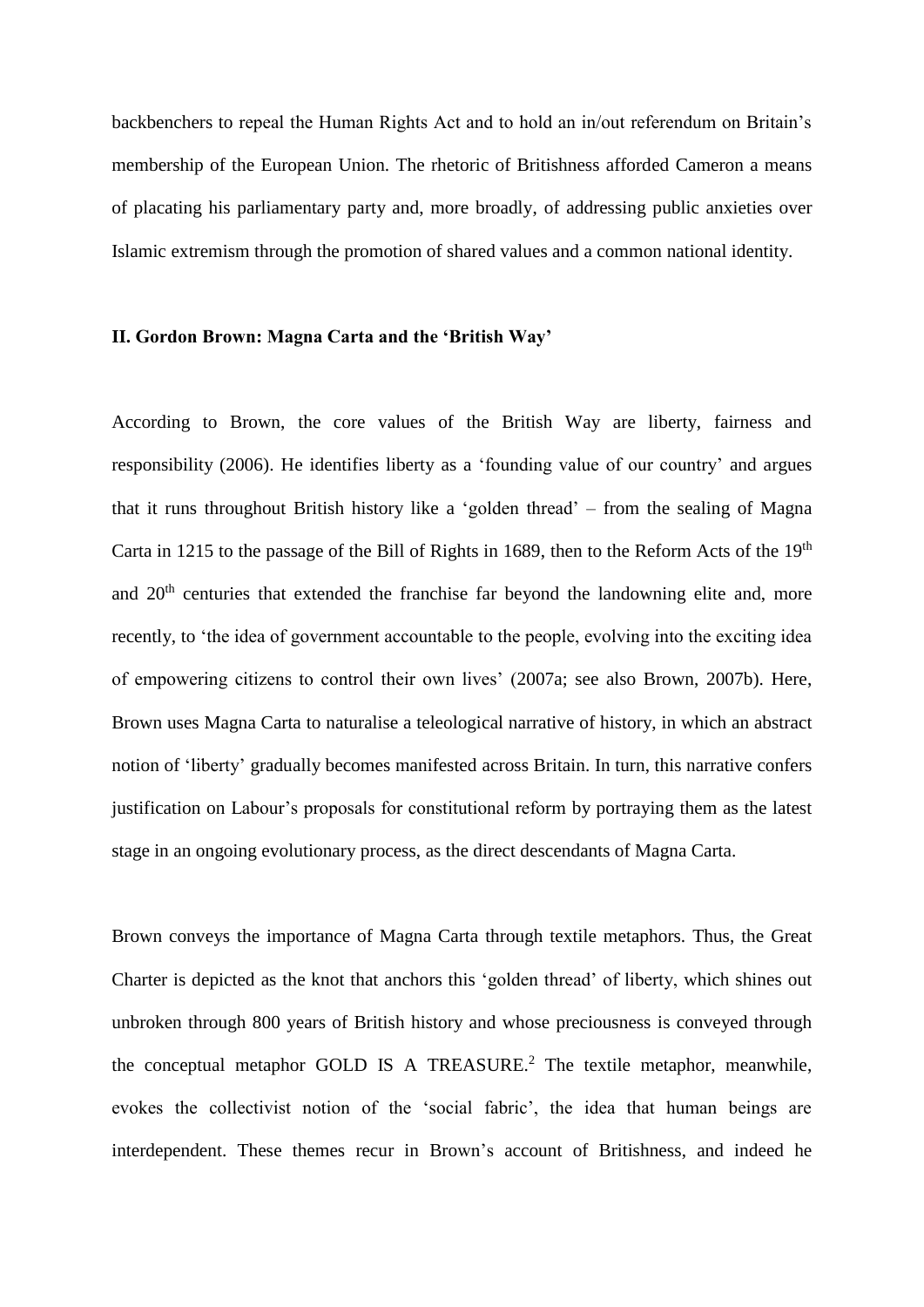backbenchers to repeal the Human Rights Act and to hold an in/out referendum on Britain's membership of the European Union. The rhetoric of Britishness afforded Cameron a means of placating his parliamentary party and, more broadly, of addressing public anxieties over Islamic extremism through the promotion of shared values and a common national identity.

## II. Gordon Brown: Magna Carta and the 'British Way'

According to Brown, the core values of the British Way are liberty, fairness and responsibility (2006). He identifies liberty as a 'founding value of our country' and argues that it runs throughout British history like a 'golden thread' – from the sealing of Magna Carta in 1215 to the passage of the Bill of Rights in 1689, then to the Reform Acts of the 19th and 20th centuries that extended the franchise far beyond the landowning elite and, more recently, to 'the idea of government accountable to the people, evolving into the exciting idea of empowering citizens to control their own lives' (2007a; see also Brown, 2007b). Here, Brown uses Magna Carta to naturalise a teleological narrative of history, in which an abstract notion of 'liberty' gradually becomes manifested across Britain. In turn, this narrative confers justification on Labour's proposals for constitutional reform by portraying them as the latest stage in an ongoing evolutionary process, as the direct descendants of Magna Carta.

Brown conveys the importance of Magna Carta through textile metaphors. Thus, the Great Charter is depicted as the knot that anchors this 'golden thread' of liberty, which shines out unbroken through 800 years of British history and whose preciousness is conveyed through the conceptual metaphor GOLD IS A TREASURE.[2] The textile metaphor, meanwhile, evokes the collectivist notion of the 'social fabric', the idea that human beings are interdependent. These themes recur in Brown's account of Britishness, and indeed he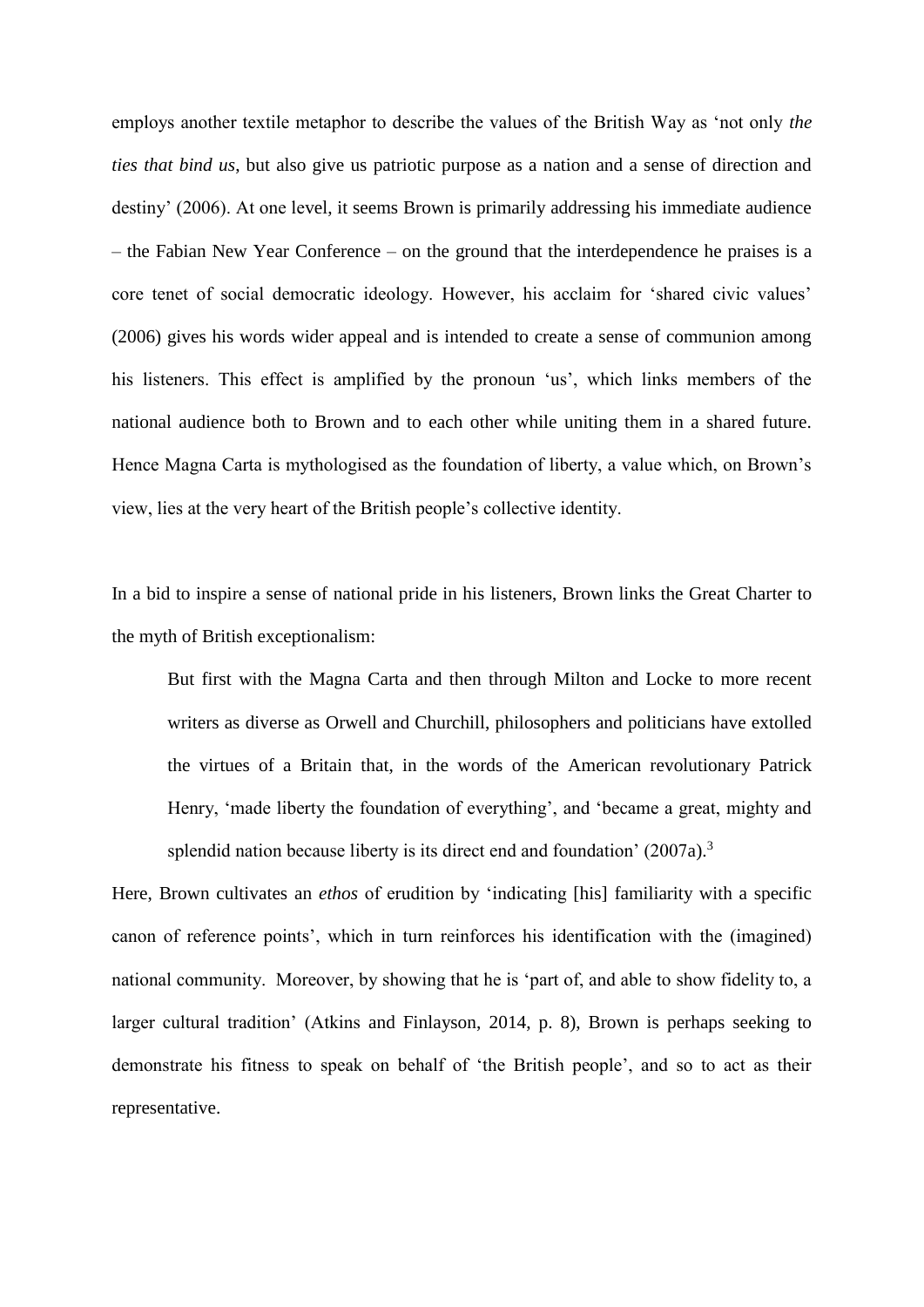employs another textile metaphor to describe the values of the British Way as 'not only *the ties that bind us*, but also give us patriotic purpose as a nation and a sense of direction and destiny' (2006). At one level, it seems Brown is primarily addressing his immediate audience – the Fabian New Year Conference – on the ground that the interdependence he praises is a core tenet of social democratic ideology. However, his acclaim for 'shared civic values' (2006) gives his words wider appeal and is intended to create a sense of communion among his listeners. This effect is amplified by the pronoun 'us', which links members of the national audience both to Brown and to each other while uniting them in a shared future. Hence Magna Carta is mythologised as the foundation of liberty, a value which, on Brown's view, lies at the very heart of the British people's collective identity.

In a bid to inspire a sense of national pride in his listeners, Brown links the Great Charter to the myth of British exceptionalism:

> But first with the Magna Carta and then through Milton and Locke to more recent writers as diverse as Orwell and Churchill, philosophers and politicians have extolled the virtues of a Britain that, in the words of the American revolutionary Patrick Henry, 'made liberty the foundation of everything', and 'became a great, mighty and splendid nation because liberty is its direct end and foundation' (2007a).[3]

Here, Brown cultivates an *ethos* of erudition by 'indicating [his] familiarity with a specific canon of reference points', which in turn reinforces his identification with the (imagined) national community. Moreover, by showing that he is 'part of, and able to show fidelity to, a larger cultural tradition' (Atkins and Finlayson, 2014, p. 8), Brown is perhaps seeking to demonstrate his fitness to speak on behalf of 'the British people', and so to act as their representative.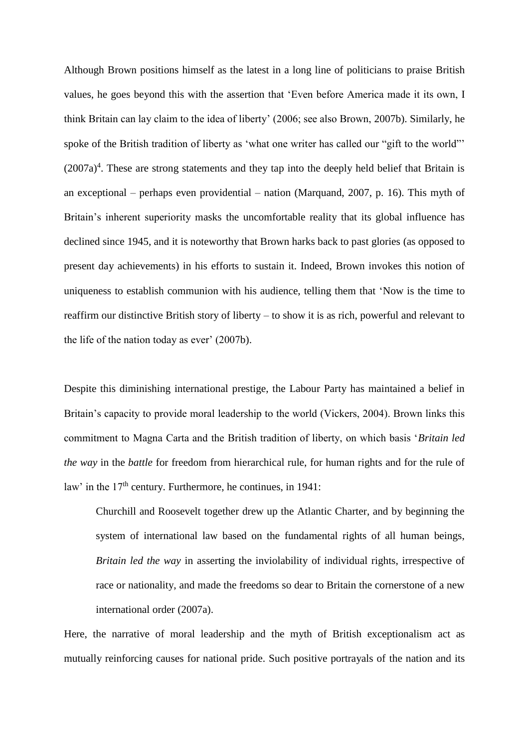Although Brown positions himself as the latest in a long line of politicians to praise British values, he goes beyond this with the assertion that 'Even before America made it its own, I think Britain can lay claim to the idea of liberty' (2006; see also Brown, 2007b). Similarly, he spoke of the British tradition of liberty as 'what one writer has called our "gift to the world"' (2007a)[4]. These are strong statements and they tap into the deeply held belief that Britain is an exceptional – perhaps even providential – nation (Marquand, 2007, p. 16). This myth of Britain's inherent superiority masks the uncomfortable reality that its global influence has declined since 1945, and it is noteworthy that Brown harks back to past glories (as opposed to present day achievements) in his efforts to sustain it. Indeed, Brown invokes this notion of uniqueness to establish communion with his audience, telling them that 'Now is the time to reaffirm our distinctive British story of liberty – to show it is as rich, powerful and relevant to the life of the nation today as ever' (2007b).

Despite this diminishing international prestige, the Labour Party has maintained a belief in Britain's capacity to provide moral leadership to the world (Vickers, 2004). Brown links this commitment to Magna Carta and the British tradition of liberty, on which basis '*Britain led the way* in the *battle* for freedom from hierarchical rule, for human rights and for the rule of law' in the 17th century. Furthermore, he continues, in 1941:

> Churchill and Roosevelt together drew up the Atlantic Charter, and by beginning the system of international law based on the fundamental rights of all human beings, *Britain led the way* in asserting the inviolability of individual rights, irrespective of race or nationality, and made the freedoms so dear to Britain the cornerstone of a new international order (2007a).

Here, the narrative of moral leadership and the myth of British exceptionalism act as mutually reinforcing causes for national pride. Such positive portrayals of the nation and its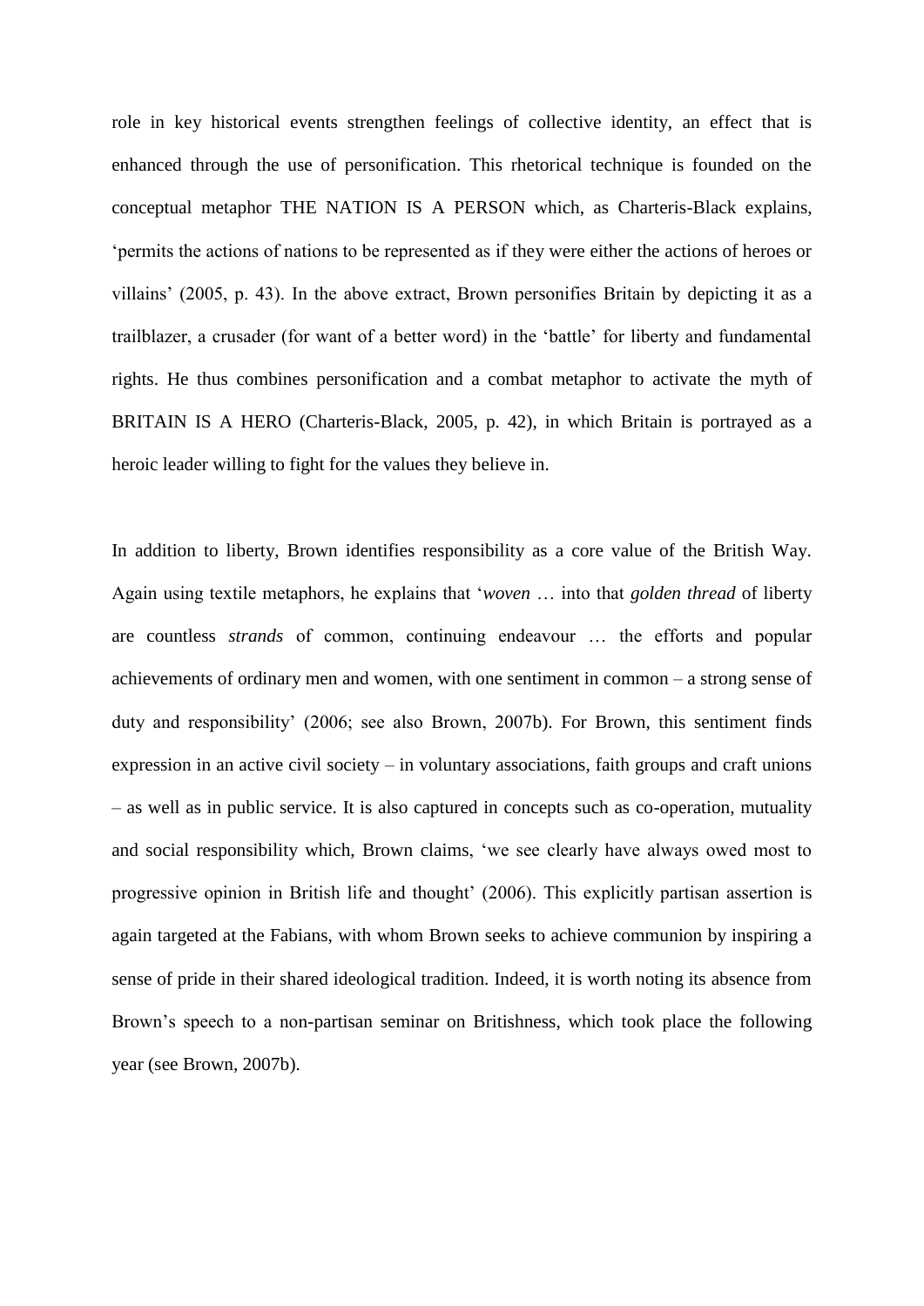role in key historical events strengthen feelings of collective identity, an effect that is enhanced through the use of personification. This rhetorical technique is founded on the conceptual metaphor THE NATION IS A PERSON which, as Charteris-Black explains, 'permits the actions of nations to be represented as if they were either the actions of heroes or villains' (2005, p. 43). In the above extract, Brown personifies Britain by depicting it as a trailblazer, a crusader (for want of a better word) in the 'battle' for liberty and fundamental rights. He thus combines personification and a combat metaphor to activate the myth of BRITAIN IS A HERO (Charteris-Black, 2005, p. 42), in which Britain is portrayed as a heroic leader willing to fight for the values they believe in.

In addition to liberty, Brown identifies responsibility as a core value of the British Way. Again using textile metaphors, he explains that '*woven* … into that *golden thread* of liberty are countless *strands* of common, continuing endeavour … the efforts and popular achievements of ordinary men and women, with one sentiment in common – a strong sense of duty and responsibility' (2006; see also Brown, 2007b). For Brown, this sentiment finds expression in an active civil society – in voluntary associations, faith groups and craft unions – as well as in public service. It is also captured in concepts such as co-operation, mutuality and social responsibility which, Brown claims, 'we see clearly have always owed most to progressive opinion in British life and thought' (2006). This explicitly partisan assertion is again targeted at the Fabians, with whom Brown seeks to achieve communion by inspiring a sense of pride in their shared ideological tradition. Indeed, it is worth noting its absence from Brown's speech to a non-partisan seminar on Britishness, which took place the following year (see Brown, 2007b).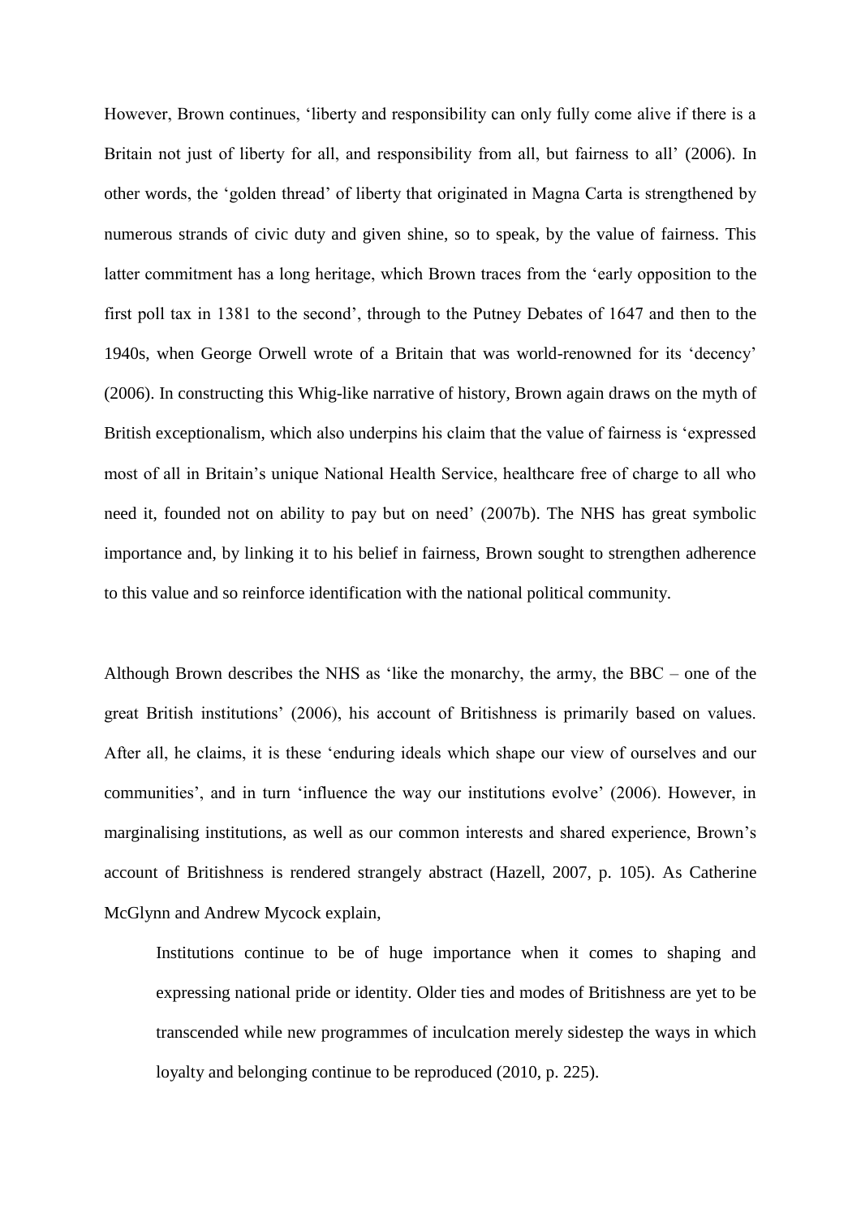However, Brown continues, 'liberty and responsibility can only fully come alive if there is a Britain not just of liberty for all, and responsibility from all, but fairness to all' (2006). In other words, the 'golden thread' of liberty that originated in Magna Carta is strengthened by numerous strands of civic duty and given shine, so to speak, by the value of fairness. This latter commitment has a long heritage, which Brown traces from the 'early opposition to the first poll tax in 1381 to the second', through to the Putney Debates of 1647 and then to the 1940s, when George Orwell wrote of a Britain that was world-renowned for its 'decency' (2006). In constructing this Whig-like narrative of history, Brown again draws on the myth of British exceptionalism, which also underpins his claim that the value of fairness is 'expressed most of all in Britain's unique National Health Service, healthcare free of charge to all who need it, founded not on ability to pay but on need' (2007b). The NHS has great symbolic importance and, by linking it to his belief in fairness, Brown sought to strengthen adherence to this value and so reinforce identification with the national political community.

Although Brown describes the NHS as 'like the monarchy, the army, the BBC – one of the great British institutions' (2006), his account of Britishness is primarily based on values. After all, he claims, it is these 'enduring ideals which shape our view of ourselves and our communities', and in turn 'influence the way our institutions evolve' (2006). However, in marginalising institutions, as well as our common interests and shared experience, Brown's account of Britishness is rendered strangely abstract (Hazell, 2007, p. 105). As Catherine McGlynn and Andrew Mycock explain,

> Institutions continue to be of huge importance when it comes to shaping and expressing national pride or identity. Older ties and modes of Britishness are yet to be transcended while new programmes of inculcation merely sidestep the ways in which loyalty and belonging continue to be reproduced (2010, p. 225).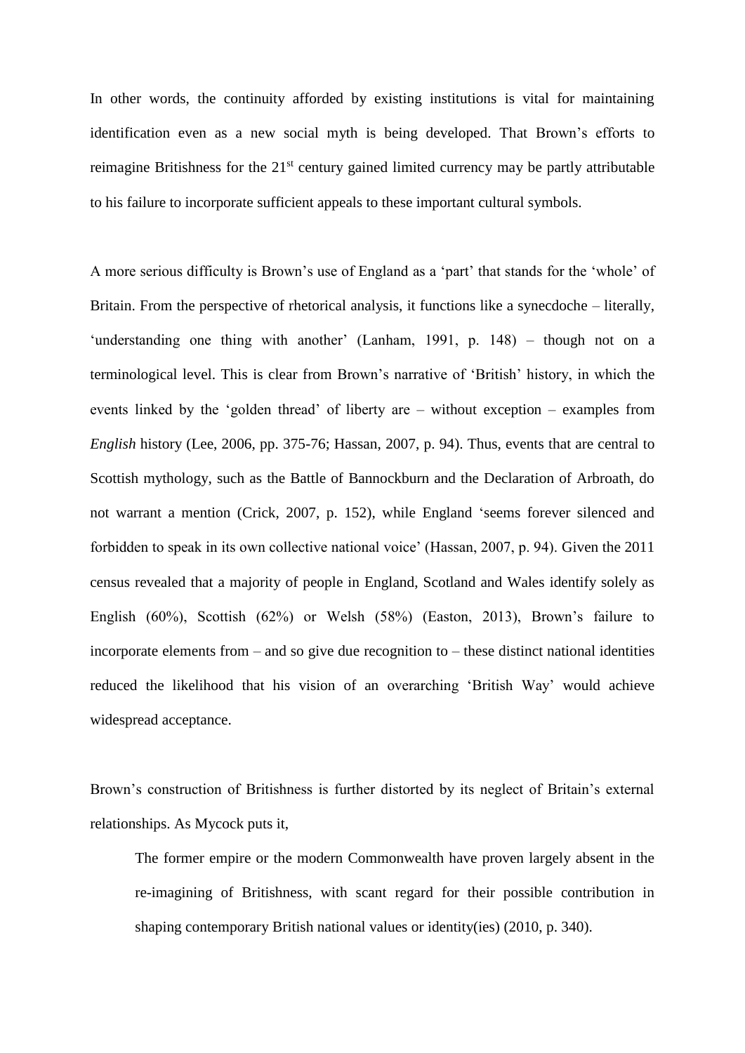In other words, the continuity afforded by existing institutions is vital for maintaining identification even as a new social myth is being developed. That Brown's efforts to reimagine Britishness for the 21st century gained limited currency may be partly attributable to his failure to incorporate sufficient appeals to these important cultural symbols.

A more serious difficulty is Brown's use of England as a 'part' that stands for the 'whole' of Britain. From the perspective of rhetorical analysis, it functions like a synecdoche – literally, 'understanding one thing with another' (Lanham, 1991, p. 148) – though not on a terminological level. This is clear from Brown's narrative of 'British' history, in which the events linked by the 'golden thread' of liberty are – without exception – examples from *English* history (Lee, 2006, pp. 375-76; Hassan, 2007, p. 94). Thus, events that are central to Scottish mythology, such as the Battle of Bannockburn and the Declaration of Arbroath, do not warrant a mention (Crick, 2007, p. 152), while England 'seems forever silenced and forbidden to speak in its own collective national voice' (Hassan, 2007, p. 94). Given the 2011 census revealed that a majority of people in England, Scotland and Wales identify solely as English (60%), Scottish (62%) or Welsh (58%) (Easton, 2013), Brown's failure to incorporate elements from – and so give due recognition to – these distinct national identities reduced the likelihood that his vision of an overarching 'British Way' would achieve widespread acceptance.

Brown's construction of Britishness is further distorted by its neglect of Britain's external relationships. As Mycock puts it,

> The former empire or the modern Commonwealth have proven largely absent in the re-imagining of Britishness, with scant regard for their possible contribution in shaping contemporary British national values or identity(ies) (2010, p. 340).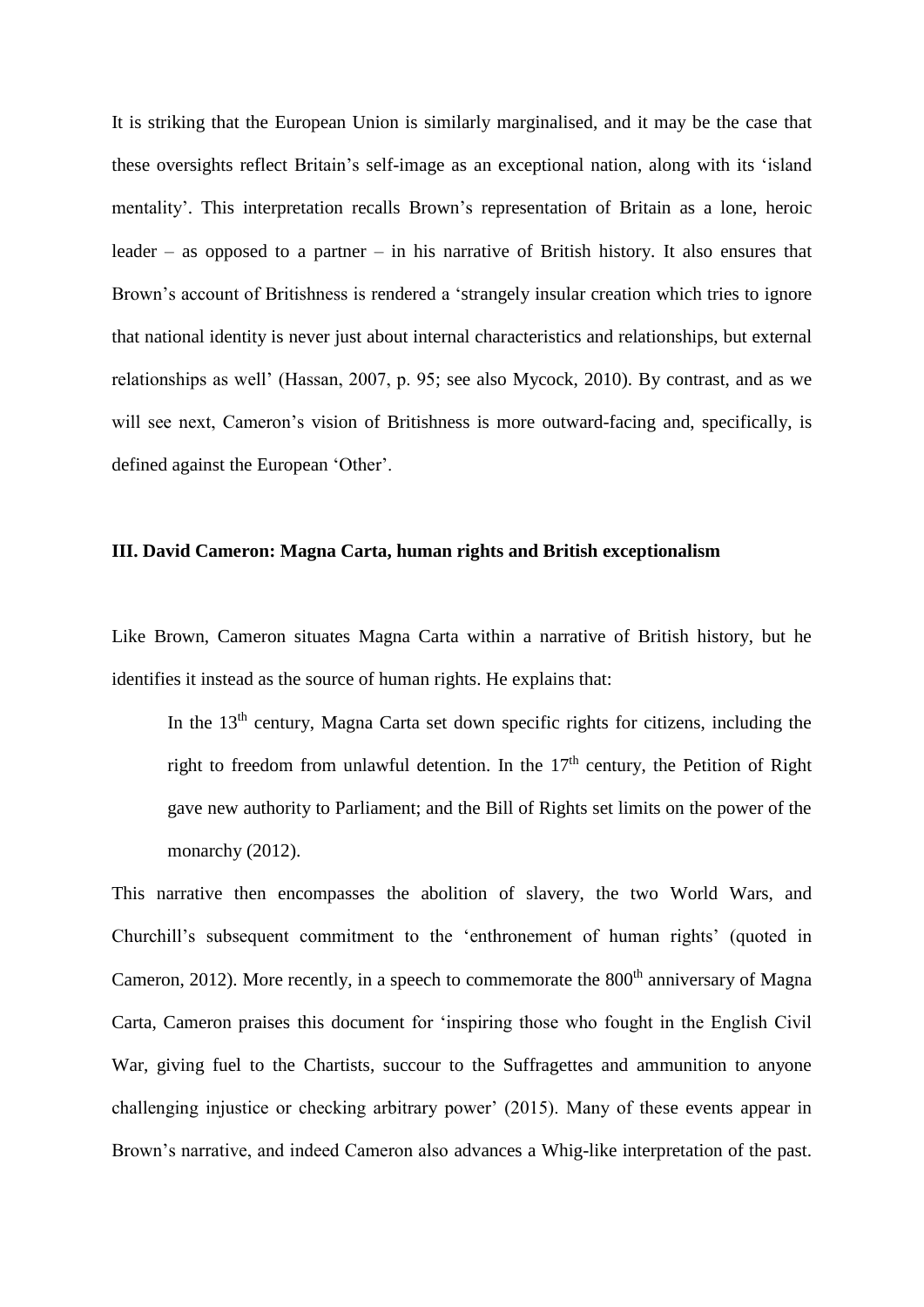It is striking that the European Union is similarly marginalised, and it may be the case that these oversights reflect Britain's self-image as an exceptional nation, along with its 'island mentality'. This interpretation recalls Brown's representation of Britain as a lone, heroic leader – as opposed to a partner – in his narrative of British history. It also ensures that Brown's account of Britishness is rendered a 'strangely insular creation which tries to ignore that national identity is never just about internal characteristics and relationships, but external relationships as well' (Hassan, 2007, p. 95; see also Mycock, 2010). By contrast, and as we will see next, Cameron's vision of Britishness is more outward-facing and, specifically, is defined against the European 'Other'.

### III. David Cameron: Magna Carta, human rights and British exceptionalism

Like Brown, Cameron situates Magna Carta within a narrative of British history, but he identifies it instead as the source of human rights. He explains that:

> In the 13th century, Magna Carta set down specific rights for citizens, including the right to freedom from unlawful detention. In the 17th century, the Petition of Right gave new authority to Parliament; and the Bill of Rights set limits on the power of the monarchy (2012).

This narrative then encompasses the abolition of slavery, the two World Wars, and Churchill's subsequent commitment to the 'enthronement of human rights' (quoted in Cameron, 2012). More recently, in a speech to commemorate the 800th anniversary of Magna Carta, Cameron praises this document for 'inspiring those who fought in the English Civil War, giving fuel to the Chartists, succour to the Suffragettes and ammunition to anyone challenging injustice or checking arbitrary power' (2015). Many of these events appear in Brown's narrative, and indeed Cameron also advances a Whig-like interpretation of the past.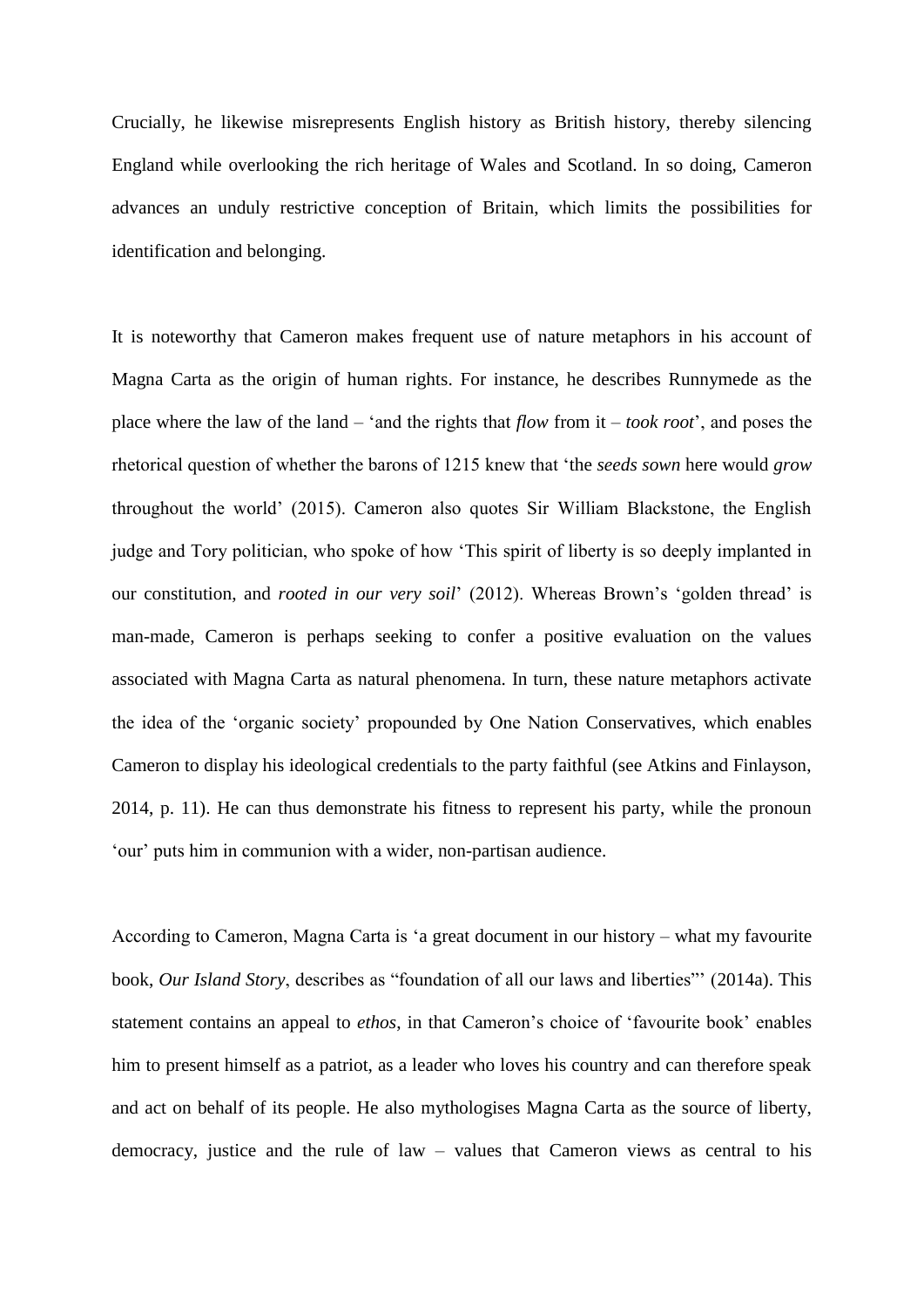Crucially, he likewise misrepresents English history as British history, thereby silencing England while overlooking the rich heritage of Wales and Scotland. In so doing, Cameron advances an unduly restrictive conception of Britain, which limits the possibilities for identification and belonging.

It is noteworthy that Cameron makes frequent use of nature metaphors in his account of Magna Carta as the origin of human rights. For instance, he describes Runnymede as the place where the law of the land – 'and the rights that *flow* from it – *took root*', and poses the rhetorical question of whether the barons of 1215 knew that 'the *seeds sown* here would *grow* throughout the world' (2015). Cameron also quotes Sir William Blackstone, the English judge and Tory politician, who spoke of how 'This spirit of liberty is so deeply implanted in our constitution, and *rooted in our very soil*' (2012). Whereas Brown's 'golden thread' is man-made, Cameron is perhaps seeking to confer a positive evaluation on the values associated with Magna Carta as natural phenomena. In turn, these nature metaphors activate the idea of the 'organic society' propounded by One Nation Conservatives, which enables Cameron to display his ideological credentials to the party faithful (see Atkins and Finlayson, 2014, p. 11). He can thus demonstrate his fitness to represent his party, while the pronoun 'our' puts him in communion with a wider, non-partisan audience.

According to Cameron, Magna Carta is 'a great document in our history – what my favourite book, *Our Island Story*, describes as "foundation of all our laws and liberties"' (2014a). This statement contains an appeal to *ethos*, in that Cameron's choice of 'favourite book' enables him to present himself as a patriot, as a leader who loves his country and can therefore speak and act on behalf of its people. He also mythologises Magna Carta as the source of liberty, democracy, justice and the rule of law – values that Cameron views as central to his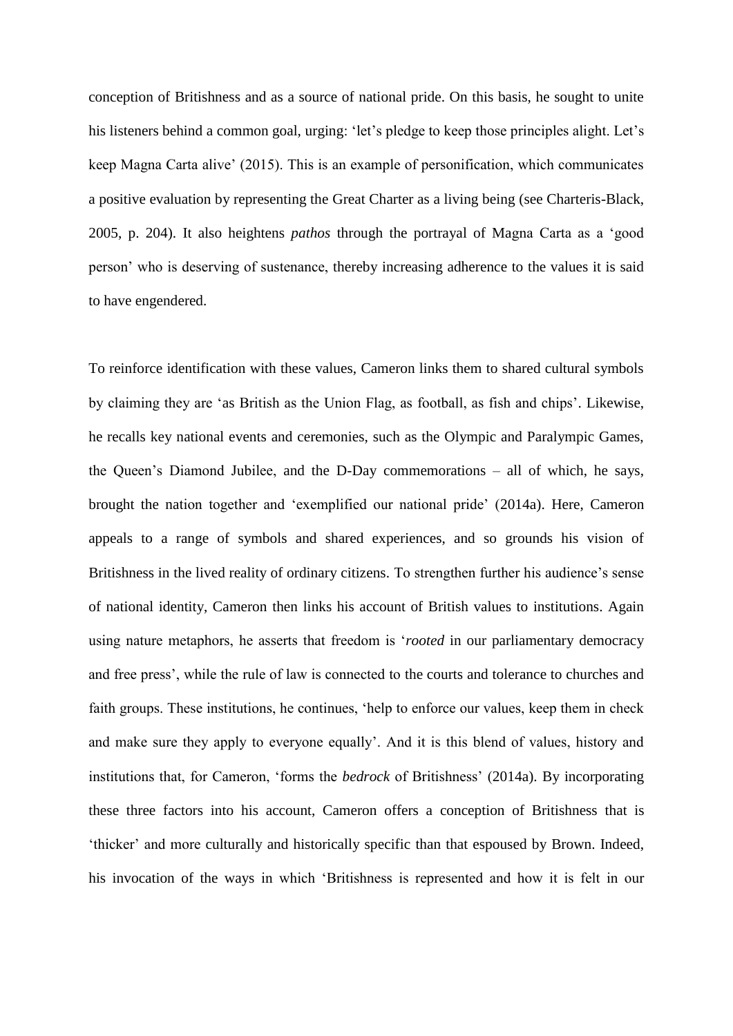conception of Britishness and as a source of national pride. On this basis, he sought to unite his listeners behind a common goal, urging: 'let's pledge to keep those principles alight. Let's keep Magna Carta alive' (2015). This is an example of personification, which communicates a positive evaluation by representing the Great Charter as a living being (see Charteris-Black, 2005, p. 204). It also heightens *pathos* through the portrayal of Magna Carta as a 'good person' who is deserving of sustenance, thereby increasing adherence to the values it is said to have engendered.

To reinforce identification with these values, Cameron links them to shared cultural symbols by claiming they are 'as British as the Union Flag, as football, as fish and chips'. Likewise, he recalls key national events and ceremonies, such as the Olympic and Paralympic Games, the Queen's Diamond Jubilee, and the D-Day commemorations – all of which, he says, brought the nation together and 'exemplified our national pride' (2014a). Here, Cameron appeals to a range of symbols and shared experiences, and so grounds his vision of Britishness in the lived reality of ordinary citizens. To strengthen further his audience's sense of national identity, Cameron then links his account of British values to institutions. Again using nature metaphors, he asserts that freedom is '*rooted* in our parliamentary democracy and free press', while the rule of law is connected to the courts and tolerance to churches and faith groups. These institutions, he continues, 'help to enforce our values, keep them in check and make sure they apply to everyone equally'. And it is this blend of values, history and institutions that, for Cameron, 'forms the *bedrock* of Britishness' (2014a). By incorporating these three factors into his account, Cameron offers a conception of Britishness that is 'thicker' and more culturally and historically specific than that espoused by Brown. Indeed, his invocation of the ways in which 'Britishness is represented and how it is felt in our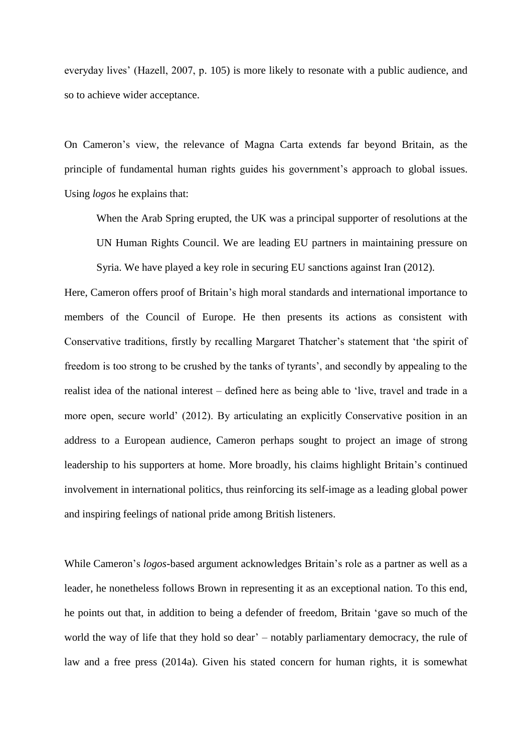everyday lives' (Hazell, 2007, p. 105) is more likely to resonate with a public audience, and so to achieve wider acceptance.

On Cameron's view, the relevance of Magna Carta extends far beyond Britain, as the principle of fundamental human rights guides his government's approach to global issues. Using *logos* he explains that:

> When the Arab Spring erupted, the UK was a principal supporter of resolutions at the UN Human Rights Council. We are leading EU partners in maintaining pressure on Syria. We have played a key role in securing EU sanctions against Iran (2012).

Here, Cameron offers proof of Britain's high moral standards and international importance to members of the Council of Europe. He then presents its actions as consistent with Conservative traditions, firstly by recalling Margaret Thatcher's statement that 'the spirit of freedom is too strong to be crushed by the tanks of tyrants', and secondly by appealing to the realist idea of the national interest – defined here as being able to 'live, travel and trade in a more open, secure world' (2012). By articulating an explicitly Conservative position in an address to a European audience, Cameron perhaps sought to project an image of strong leadership to his supporters at home. More broadly, his claims highlight Britain's continued involvement in international politics, thus reinforcing its self-image as a leading global power and inspiring feelings of national pride among British listeners.

While Cameron's *logos*-based argument acknowledges Britain's role as a partner as well as a leader, he nonetheless follows Brown in representing it as an exceptional nation. To this end, he points out that, in addition to being a defender of freedom, Britain 'gave so much of the world the way of life that they hold so dear' – notably parliamentary democracy, the rule of law and a free press (2014a). Given his stated concern for human rights, it is somewhat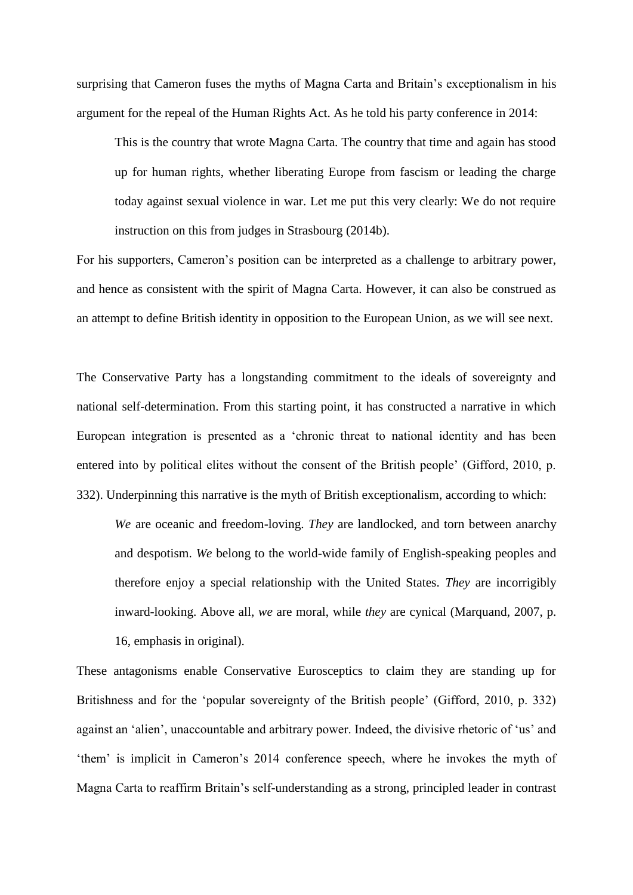surprising that Cameron fuses the myths of Magna Carta and Britain's exceptionalism in his argument for the repeal of the Human Rights Act. As he told his party conference in 2014:

> This is the country that wrote Magna Carta. The country that time and again has stood up for human rights, whether liberating Europe from fascism or leading the charge today against sexual violence in war. Let me put this very clearly: We do not require instruction on this from judges in Strasbourg (2014b).

For his supporters, Cameron's position can be interpreted as a challenge to arbitrary power, and hence as consistent with the spirit of Magna Carta. However, it can also be construed as an attempt to define British identity in opposition to the European Union, as we will see next.

The Conservative Party has a longstanding commitment to the ideals of sovereignty and national self-determination. From this starting point, it has constructed a narrative in which European integration is presented as a 'chronic threat to national identity and has been entered into by political elites without the consent of the British people' (Gifford, 2010, p. 332). Underpinning this narrative is the myth of British exceptionalism, according to which:

> *We* are oceanic and freedom-loving. *They* are landlocked, and torn between anarchy and despotism. *We* belong to the world-wide family of English-speaking peoples and therefore enjoy a special relationship with the United States. *They* are incorrigibly inward-looking. Above all, *we* are moral, while *they* are cynical (Marquand, 2007, p. 16, emphasis in original).

These antagonisms enable Conservative Eurosceptics to claim they are standing up for Britishness and for the 'popular sovereignty of the British people' (Gifford, 2010, p. 332) against an 'alien', unaccountable and arbitrary power. Indeed, the divisive rhetoric of 'us' and 'them' is implicit in Cameron's 2014 conference speech, where he invokes the myth of Magna Carta to reaffirm Britain's self-understanding as a strong, principled leader in contrast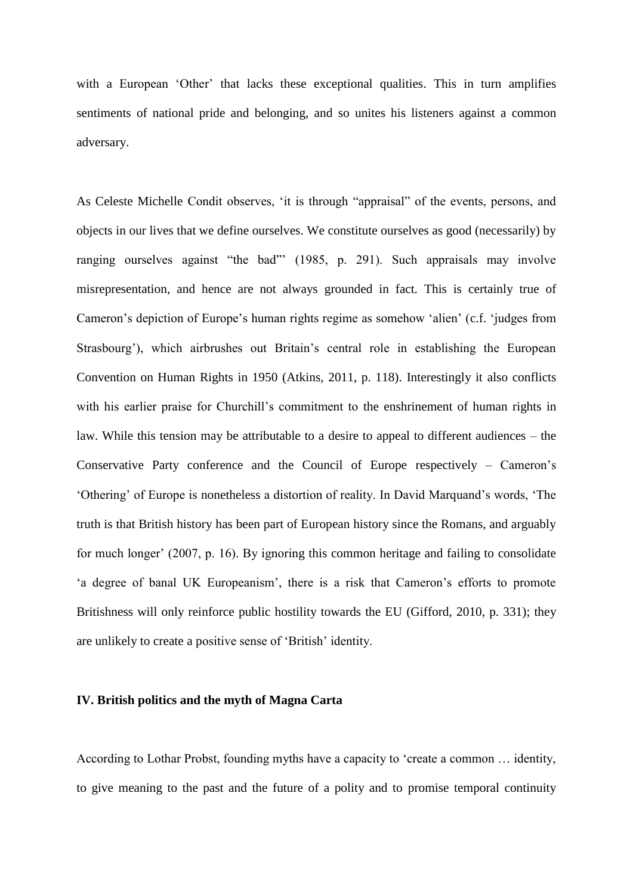with a European 'Other' that lacks these exceptional qualities. This in turn amplifies sentiments of national pride and belonging, and so unites his listeners against a common adversary.

As Celeste Michelle Condit observes, 'it is through "appraisal" of the events, persons, and objects in our lives that we define ourselves. We constitute ourselves as good (necessarily) by ranging ourselves against "the bad"' (1985, p. 291). Such appraisals may involve misrepresentation, and hence are not always grounded in fact. This is certainly true of Cameron's depiction of Europe's human rights regime as somehow 'alien' (c.f. 'judges from Strasbourg'), which airbrushes out Britain's central role in establishing the European Convention on Human Rights in 1950 (Atkins, 2011, p. 118). Interestingly it also conflicts with his earlier praise for Churchill's commitment to the enshrinement of human rights in law. While this tension may be attributable to a desire to appeal to different audiences – the Conservative Party conference and the Council of Europe respectively – Cameron's 'Othering' of Europe is nonetheless a distortion of reality. In David Marquand's words, 'The truth is that British history has been part of European history since the Romans, and arguably for much longer' (2007, p. 16). By ignoring this common heritage and failing to consolidate 'a degree of banal UK Europeanism', there is a risk that Cameron's efforts to promote Britishness will only reinforce public hostility towards the EU (Gifford, 2010, p. 331); they are unlikely to create a positive sense of 'British' identity.

## IV. British politics and the myth of Magna Carta

According to Lothar Probst, founding myths have a capacity to 'create a common … identity, to give meaning to the past and the future of a polity and to promise temporal continuity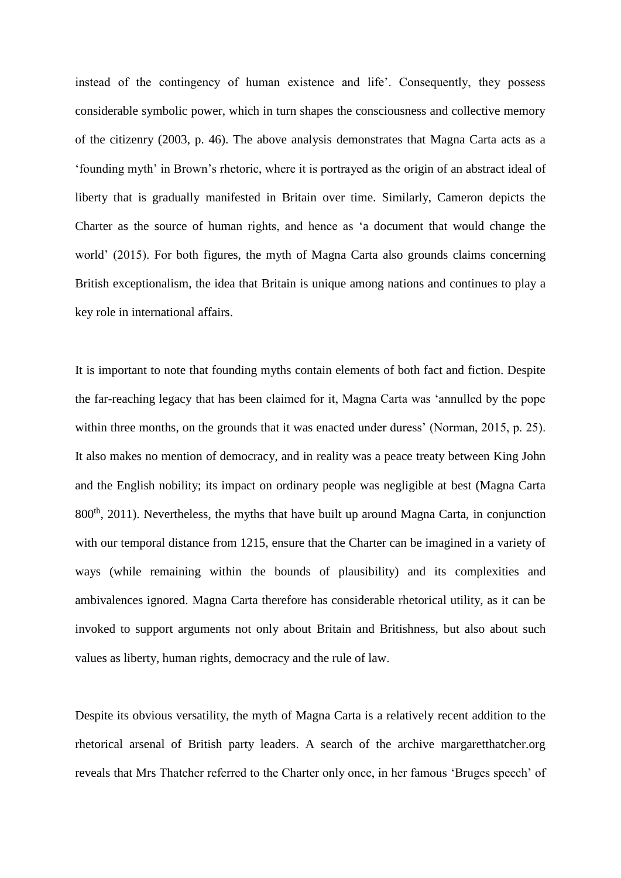instead of the contingency of human existence and life'. Consequently, they possess considerable symbolic power, which in turn shapes the consciousness and collective memory of the citizenry (2003, p. 46). The above analysis demonstrates that Magna Carta acts as a 'founding myth' in Brown's rhetoric, where it is portrayed as the origin of an abstract ideal of liberty that is gradually manifested in Britain over time. Similarly, Cameron depicts the Charter as the source of human rights, and hence as 'a document that would change the world' (2015). For both figures, the myth of Magna Carta also grounds claims concerning British exceptionalism, the idea that Britain is unique among nations and continues to play a key role in international affairs.

It is important to note that founding myths contain elements of both fact and fiction. Despite the far-reaching legacy that has been claimed for it, Magna Carta was 'annulled by the pope within three months, on the grounds that it was enacted under duress' (Norman, 2015, p. 25). It also makes no mention of democracy, and in reality was a peace treaty between King John and the English nobility; its impact on ordinary people was negligible at best (Magna Carta 800th, 2011). Nevertheless, the myths that have built up around Magna Carta, in conjunction with our temporal distance from 1215, ensure that the Charter can be imagined in a variety of ways (while remaining within the bounds of plausibility) and its complexities and ambivalences ignored. Magna Carta therefore has considerable rhetorical utility, as it can be invoked to support arguments not only about Britain and Britishness, but also about such values as liberty, human rights, democracy and the rule of law.

Despite its obvious versatility, the myth of Magna Carta is a relatively recent addition to the rhetorical arsenal of British party leaders. A search of the archive margaretthatcher.org reveals that Mrs Thatcher referred to the Charter only once, in her famous 'Bruges speech' of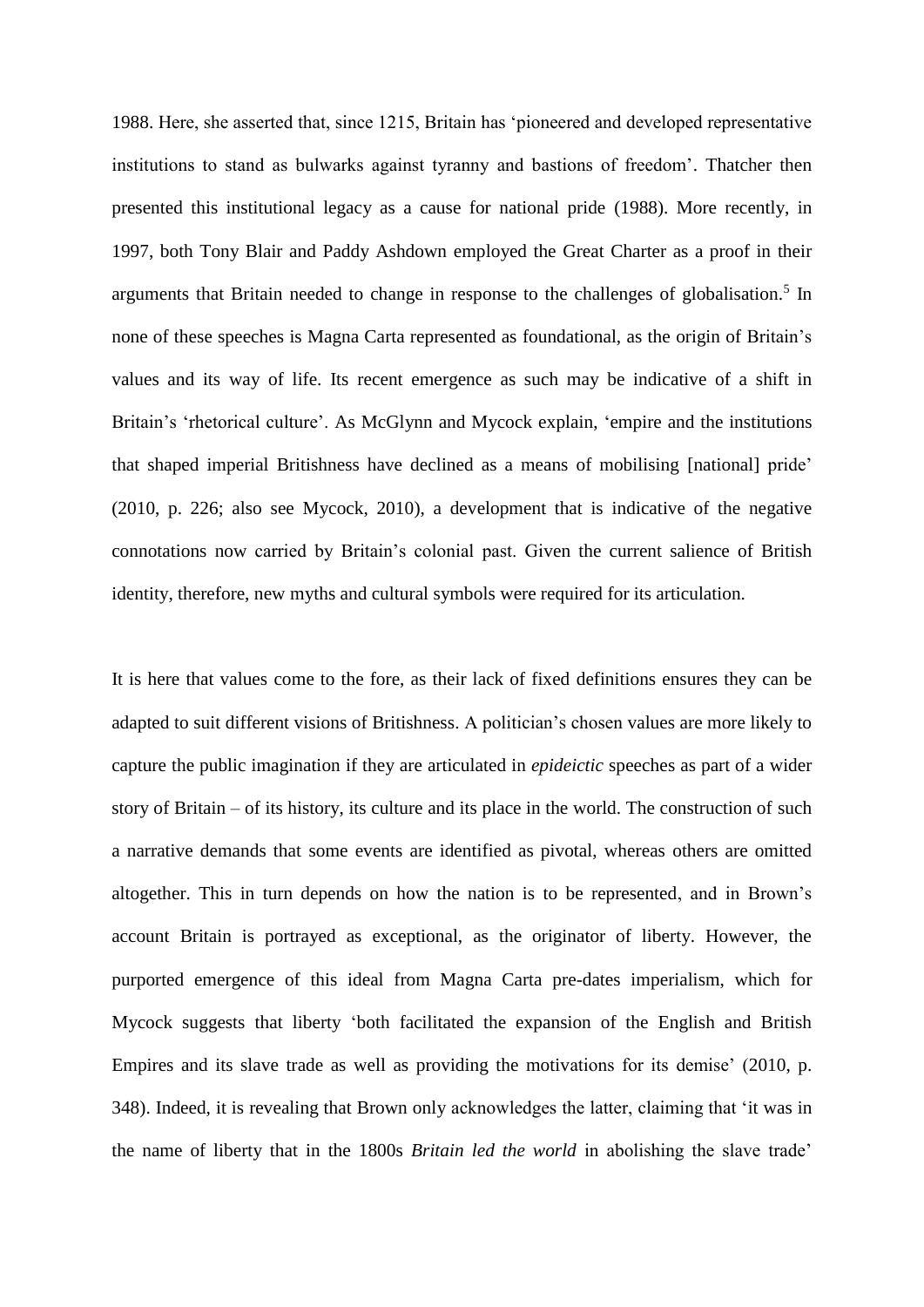1988. Here, she asserted that, since 1215, Britain has 'pioneered and developed representative institutions to stand as bulwarks against tyranny and bastions of freedom'. Thatcher then presented this institutional legacy as a cause for national pride (1988). More recently, in 1997, both Tony Blair and Paddy Ashdown employed the Great Charter as a proof in their arguments that Britain needed to change in response to the challenges of globalisation.[5] In none of these speeches is Magna Carta represented as foundational, as the origin of Britain's values and its way of life. Its recent emergence as such may be indicative of a shift in Britain's 'rhetorical culture'. As McGlynn and Mycock explain, 'empire and the institutions that shaped imperial Britishness have declined as a means of mobilising [national] pride' (2010, p. 226; also see Mycock, 2010), a development that is indicative of the negative connotations now carried by Britain's colonial past. Given the current salience of British identity, therefore, new myths and cultural symbols were required for its articulation.

It is here that values come to the fore, as their lack of fixed definitions ensures they can be adapted to suit different visions of Britishness. A politician's chosen values are more likely to capture the public imagination if they are articulated in *epideictic* speeches as part of a wider story of Britain – of its history, its culture and its place in the world. The construction of such a narrative demands that some events are identified as pivotal, whereas others are omitted altogether. This in turn depends on how the nation is to be represented, and in Brown's account Britain is portrayed as exceptional, as the originator of liberty. However, the purported emergence of this ideal from Magna Carta pre-dates imperialism, which for Mycock suggests that liberty 'both facilitated the expansion of the English and British Empires and its slave trade as well as providing the motivations for its demise' (2010, p. 348). Indeed, it is revealing that Brown only acknowledges the latter, claiming that 'it was in the name of liberty that in the 1800s *Britain led the world* in abolishing the slave trade'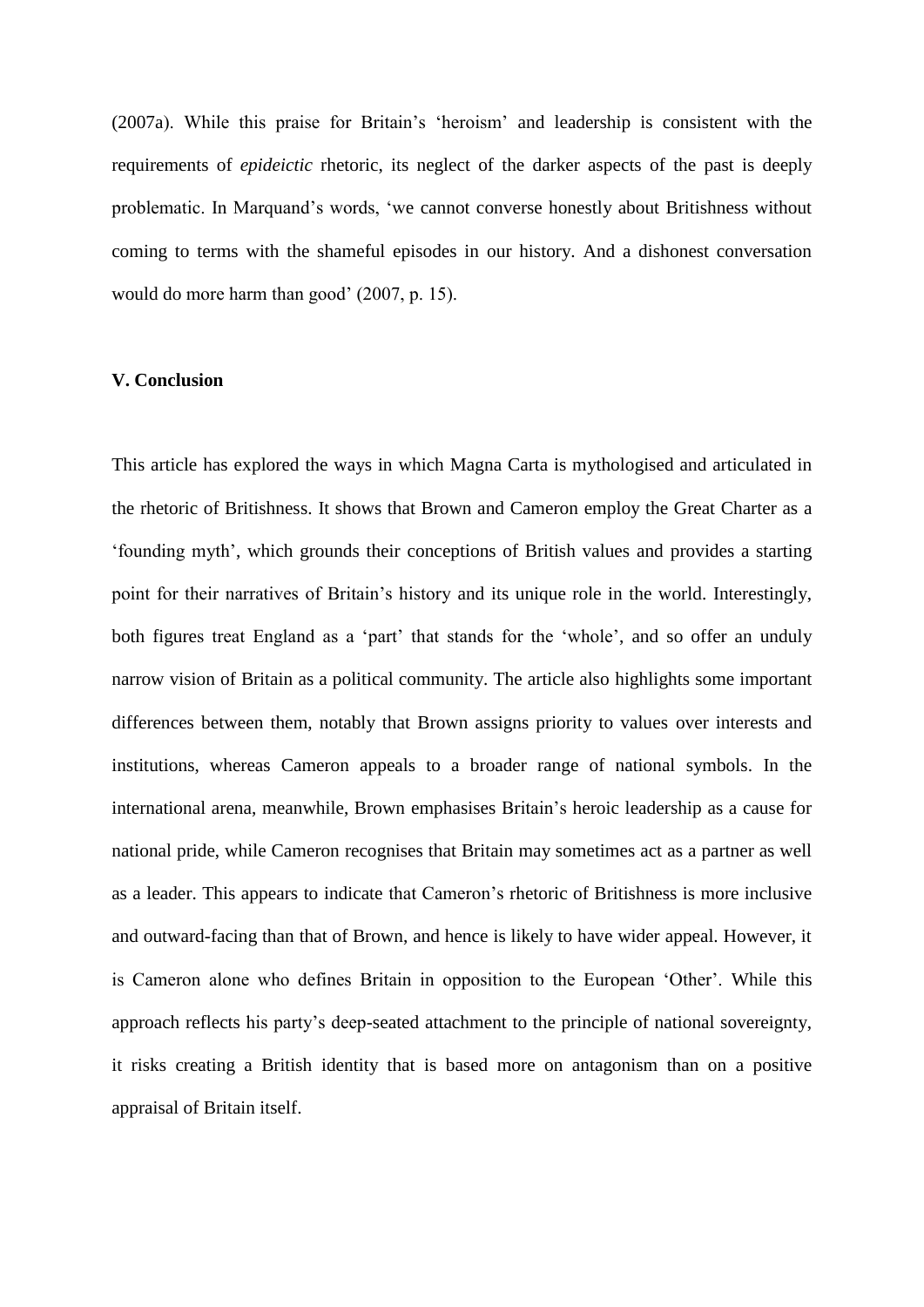(2007a). While this praise for Britain's 'heroism' and leadership is consistent with the requirements of *epideictic* rhetoric, its neglect of the darker aspects of the past is deeply problematic. In Marquand's words, 'we cannot converse honestly about Britishness without coming to terms with the shameful episodes in our history. And a dishonest conversation would do more harm than good' (2007, p. 15).

## V. Conclusion

This article has explored the ways in which Magna Carta is mythologised and articulated in the rhetoric of Britishness. It shows that Brown and Cameron employ the Great Charter as a 'founding myth', which grounds their conceptions of British values and provides a starting point for their narratives of Britain's history and its unique role in the world. Interestingly, both figures treat England as a 'part' that stands for the 'whole', and so offer an unduly narrow vision of Britain as a political community. The article also highlights some important differences between them, notably that Brown assigns priority to values over interests and institutions, whereas Cameron appeals to a broader range of national symbols. In the international arena, meanwhile, Brown emphasises Britain's heroic leadership as a cause for national pride, while Cameron recognises that Britain may sometimes act as a partner as well as a leader. This appears to indicate that Cameron's rhetoric of Britishness is more inclusive and outward-facing than that of Brown, and hence is likely to have wider appeal. However, it is Cameron alone who defines Britain in opposition to the European 'Other'. While this approach reflects his party's deep-seated attachment to the principle of national sovereignty, it risks creating a British identity that is based more on antagonism than on a positive appraisal of Britain itself.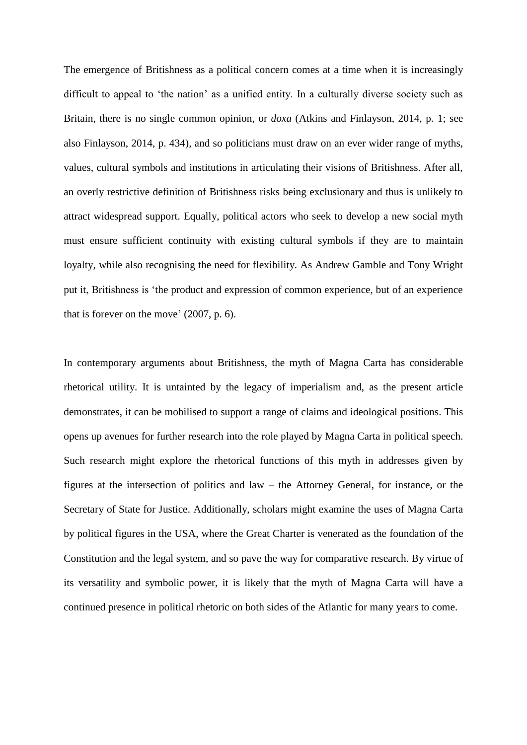The emergence of Britishness as a political concern comes at a time when it is increasingly difficult to appeal to 'the nation' as a unified entity. In a culturally diverse society such as Britain, there is no single common opinion, or *doxa* (Atkins and Finlayson, 2014, p. 1; see also Finlayson, 2014, p. 434), and so politicians must draw on an ever wider range of myths, values, cultural symbols and institutions in articulating their visions of Britishness. After all, an overly restrictive definition of Britishness risks being exclusionary and thus is unlikely to attract widespread support. Equally, political actors who seek to develop a new social myth must ensure sufficient continuity with existing cultural symbols if they are to maintain loyalty, while also recognising the need for flexibility. As Andrew Gamble and Tony Wright put it, Britishness is 'the product and expression of common experience, but of an experience that is forever on the move' (2007, p. 6).

In contemporary arguments about Britishness, the myth of Magna Carta has considerable rhetorical utility. It is untainted by the legacy of imperialism and, as the present article demonstrates, it can be mobilised to support a range of claims and ideological positions. This opens up avenues for further research into the role played by Magna Carta in political speech. Such research might explore the rhetorical functions of this myth in addresses given by figures at the intersection of politics and law – the Attorney General, for instance, or the Secretary of State for Justice. Additionally, scholars might examine the uses of Magna Carta by political figures in the USA, where the Great Charter is venerated as the foundation of the Constitution and the legal system, and so pave the way for comparative research. By virtue of its versatility and symbolic power, it is likely that the myth of Magna Carta will have a continued presence in political rhetoric on both sides of the Atlantic for many years to come.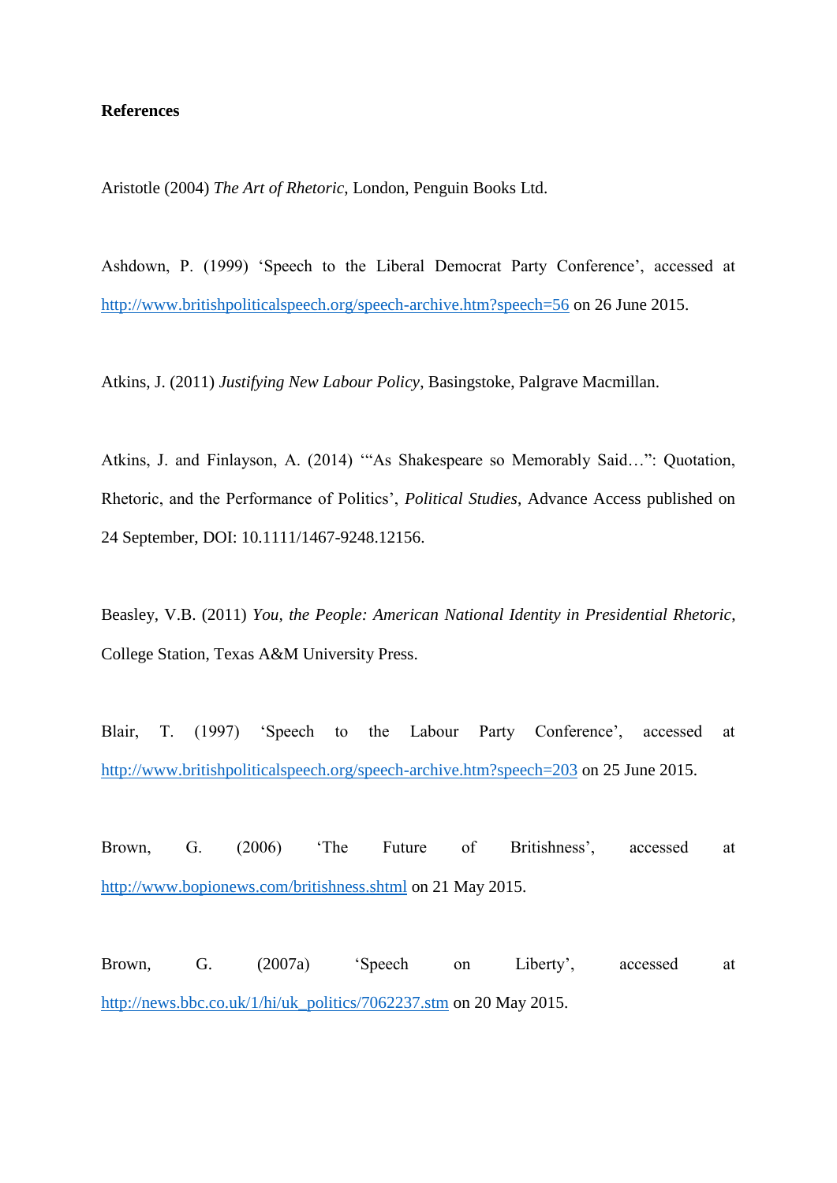## References

Aristotle (2004) *The Art of Rhetoric*, London, Penguin Books Ltd.

Ashdown, P. (1999) 'Speech to the Liberal Democrat Party Conference', accessed at http://www.britishpoliticalspeech.org/speech-archive.htm?speech=56 on 26 June 2015.

Atkins, J. (2011) *Justifying New Labour Policy*, Basingstoke, Palgrave Macmillan.

Atkins, J. and Finlayson, A. (2014) '"As Shakespeare so Memorably Said…": Quotation, Rhetoric, and the Performance of Politics', *Political Studies*, Advance Access published on 24 September, DOI: 10.1111/1467-9248.12156.

Beasley, V.B. (2011) *You, the People: American National Identity in Presidential Rhetoric*, College Station, Texas A&M University Press.

Blair, T. (1997) 'Speech to the Labour Party Conference', accessed at http://www.britishpoliticalspeech.org/speech-archive.htm?speech=203 on 25 June 2015.

Brown, G. (2006) 'The Future of Britishness', accessed at http://www.bopionews.com/britishness.shtml on 21 May 2015.

Brown, G. (2007a) 'Speech on Liberty', accessed at http://news.bbc.co.uk/1/hi/uk_politics/7062237.stm on 20 May 2015.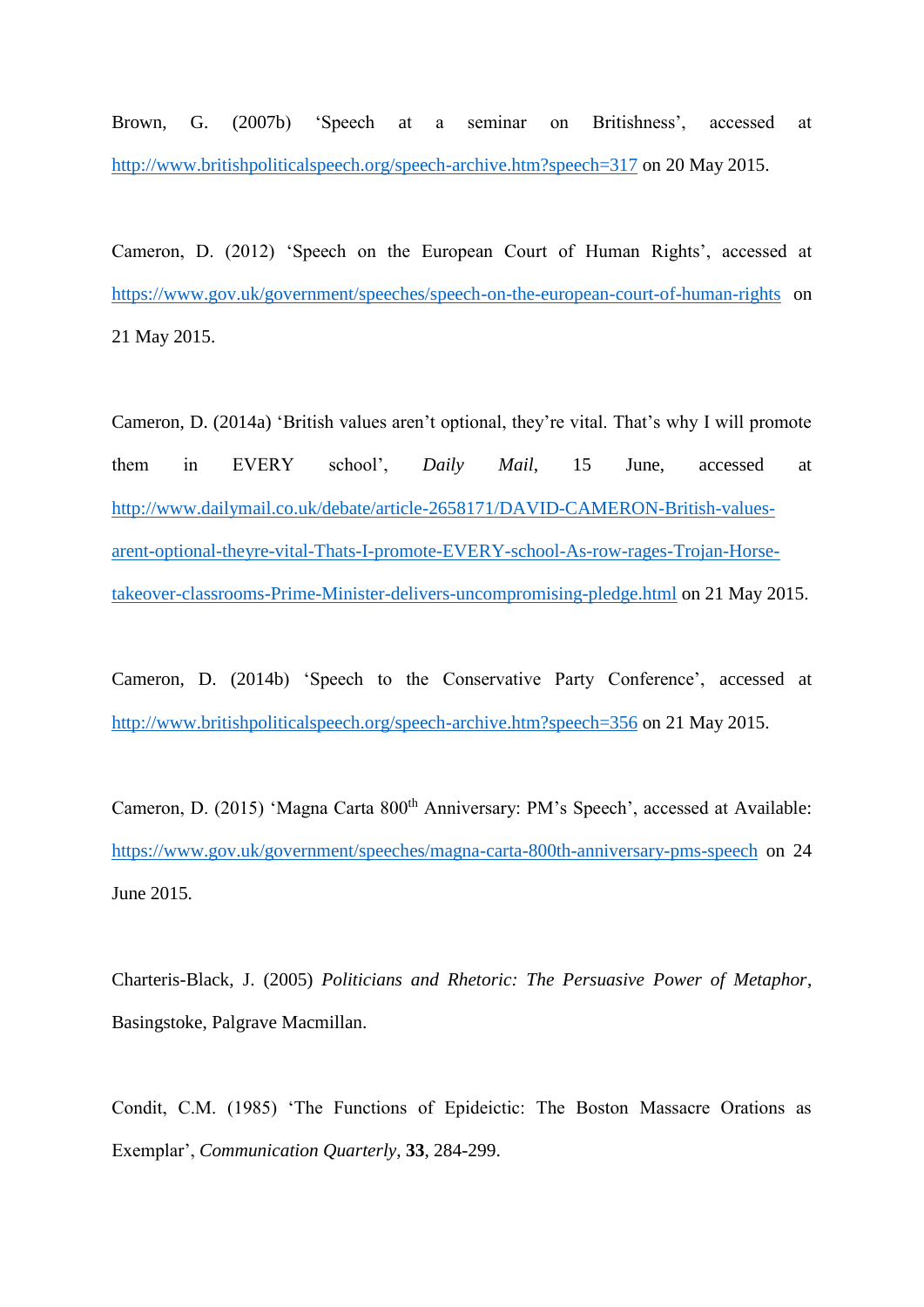Brown, G. (2007b) ‘Speech at a seminar on Britishness’, accessed at http://www.britishpoliticalspeech.org/speech-archive.htm?speech=317 on 20 May 2015.

Cameron, D. (2012) ‘Speech on the European Court of Human Rights’, accessed at https://www.gov.uk/government/speeches/speech-on-the-european-court-of-human-rights on 21 May 2015.

Cameron, D. (2014a) ‘British values aren’t optional, they’re vital. That’s why I will promote them in EVERY school’, *Daily Mail*, 15 June, accessed at http://www.dailymail.co.uk/debate/article-2658171/DAVID-CAMERON-British-values-arent-optional-theyre-vital-Thats-I-promote-EVERY-school-As-row-rages-Trojan-Horse-takeover-classrooms-Prime-Minister-delivers-uncompromising-pledge.html on 21 May 2015.

Cameron, D. (2014b) ‘Speech to the Conservative Party Conference’, accessed at http://www.britishpoliticalspeech.org/speech-archive.htm?speech=356 on 21 May 2015.

Cameron, D. (2015) ‘Magna Carta 800th Anniversary: PM’s Speech’, accessed at Available: https://www.gov.uk/government/speeches/magna-carta-800th-anniversary-pms-speech on 24 June 2015.

Charteris-Black, J. (2005) *Politicians and Rhetoric: The Persuasive Power of Metaphor*, Basingstoke, Palgrave Macmillan.

Condit, C.M. (1985) ‘The Functions of Epideictic: The Boston Massacre Orations as Exemplar’, *Communication Quarterly*, **33**, 284-299.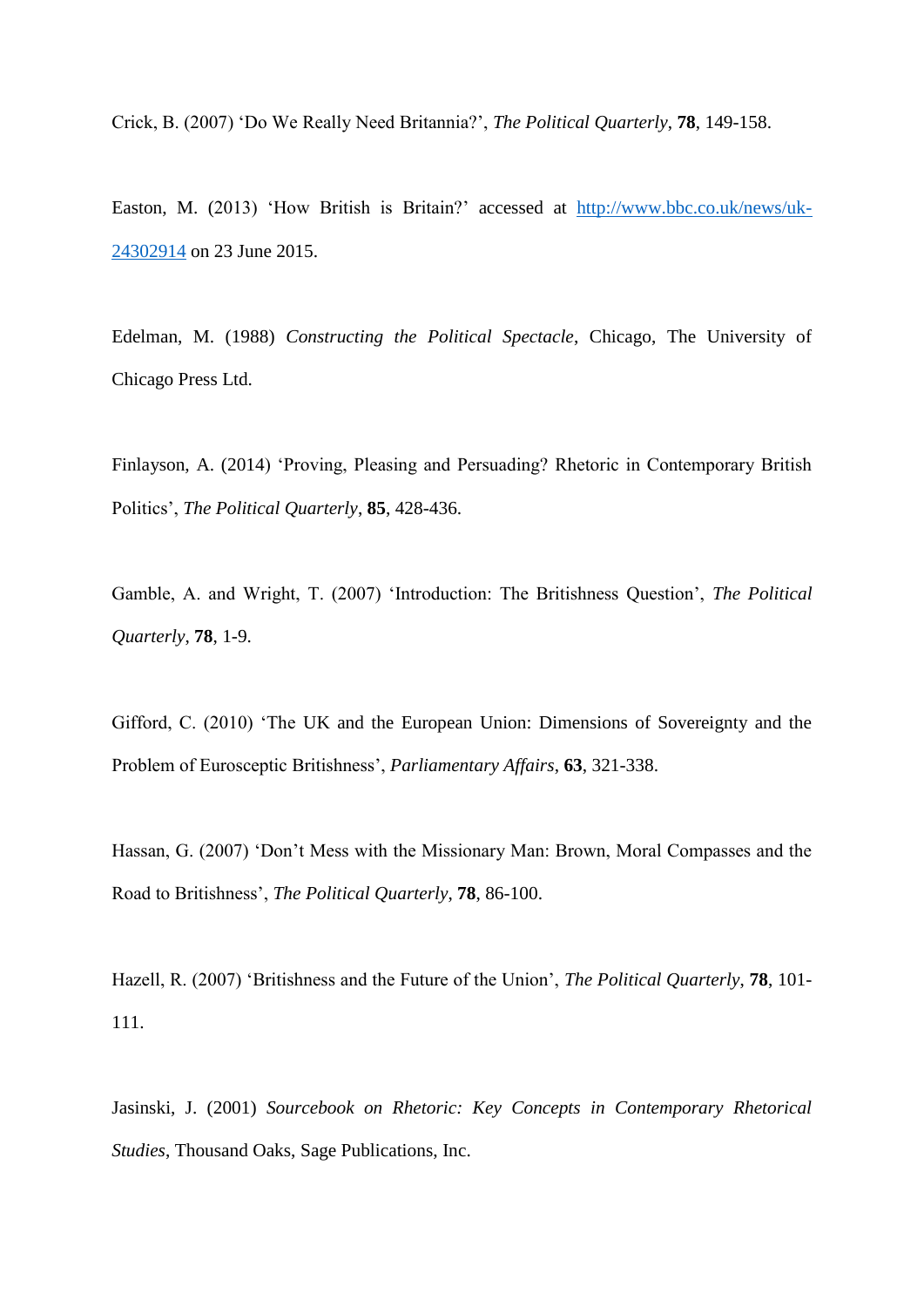Crick, B. (2007) 'Do We Really Need Britannia?', *The Political Quarterly*, **78**, 149-158.

Easton, M. (2013) 'How British is Britain?' accessed at [http://www.bbc.co.uk/news/uk-24302914](http://www.bbc.co.uk/news/uk-24302914) on 23 June 2015.

Edelman, M. (1988) *Constructing the Political Spectacle*, Chicago, The University of Chicago Press Ltd.

Finlayson, A. (2014) 'Proving, Pleasing and Persuading? Rhetoric in Contemporary British Politics', *The Political Quarterly*, **85**, 428-436.

Gamble, A. and Wright, T. (2007) 'Introduction: The Britishness Question', *The Political Quarterly*, **78**, 1-9.

Gifford, C. (2010) 'The UK and the European Union: Dimensions of Sovereignty and the Problem of Eurosceptic Britishness', *Parliamentary Affairs*, **63**, 321-338.

Hassan, G. (2007) 'Don't Mess with the Missionary Man: Brown, Moral Compasses and the Road to Britishness', *The Political Quarterly*, **78**, 86-100.

Hazell, R. (2007) 'Britishness and the Future of the Union', *The Political Quarterly*, **78**, 101-111.

Jasinski, J. (2001) *Sourcebook on Rhetoric: Key Concepts in Contemporary Rhetorical Studies*, Thousand Oaks, Sage Publications, Inc.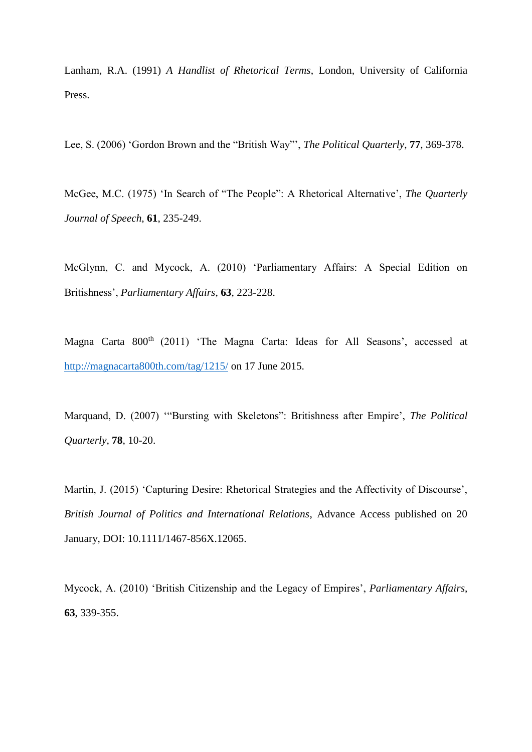Lanham, R.A. (1991) *A Handlist of Rhetorical Terms*, London, University of California Press.

Lee, S. (2006) 'Gordon Brown and the "British Way"', *The Political Quarterly*, **77**, 369-378.

McGee, M.C. (1975) 'In Search of "The People": A Rhetorical Alternative', *The Quarterly Journal of Speech*, **61**, 235-249.

McGlynn, C. and Mycock, A. (2010) 'Parliamentary Affairs: A Special Edition on Britishness', *Parliamentary Affairs*, **63**, 223-228.

Magna Carta 800th (2011) 'The Magna Carta: Ideas for All Seasons', accessed at http://magnacarta800th.com/tag/1215/ on 17 June 2015.

Marquand, D. (2007) '"Bursting with Skeletons": Britishness after Empire', *The Political Quarterly*, **78**, 10-20.

Martin, J. (2015) 'Capturing Desire: Rhetorical Strategies and the Affectivity of Discourse', *British Journal of Politics and International Relations*, Advance Access published on 20 January, DOI: 10.1111/1467-856X.12065.

Mycock, A. (2010) 'British Citizenship and the Legacy of Empires', *Parliamentary Affairs*, **63**, 339-355.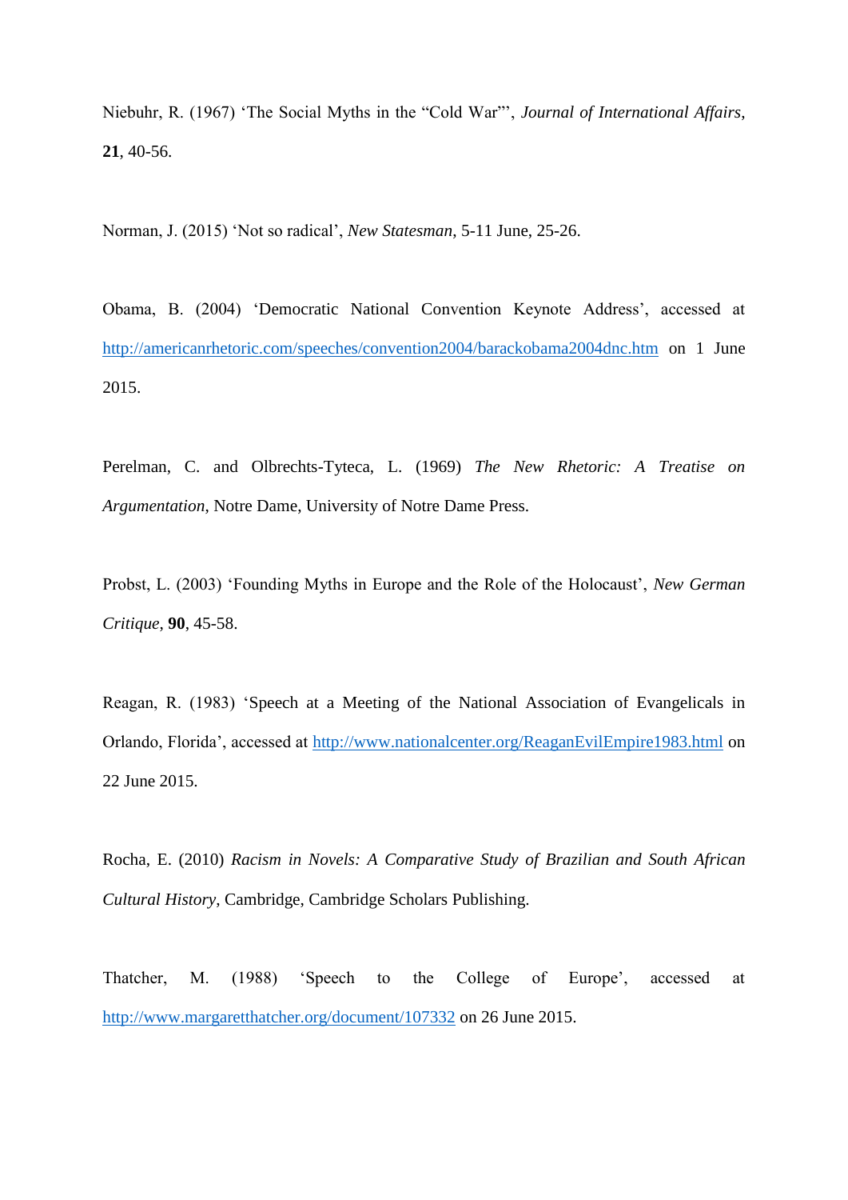Niebuhr, R. (1967) 'The Social Myths in the "Cold War"', *Journal of International Affairs*, **21**, 40-56.

Norman, J. (2015) 'Not so radical', *New Statesman*, 5-11 June, 25-26.

Obama, B. (2004) 'Democratic National Convention Keynote Address', accessed at http://americanrhetoric.com/speeches/convention2004/barackobama2004dnc.htm on 1 June 2015.

Perelman, C. and Olbrechts-Tyteca, L. (1969) *The New Rhetoric: A Treatise on Argumentation*, Notre Dame, University of Notre Dame Press.

Probst, L. (2003) 'Founding Myths in Europe and the Role of the Holocaust', *New German Critique*, **90**, 45-58.

Reagan, R. (1983) 'Speech at a Meeting of the National Association of Evangelicals in Orlando, Florida', accessed at http://www.nationalcenter.org/ReaganEvilEmpire1983.html on 22 June 2015.

Rocha, E. (2010) *Racism in Novels: A Comparative Study of Brazilian and South African Cultural History*, Cambridge, Cambridge Scholars Publishing.

Thatcher, M. (1988) 'Speech to the College of Europe', accessed at http://www.margaretthatcher.org/document/107332 on 26 June 2015.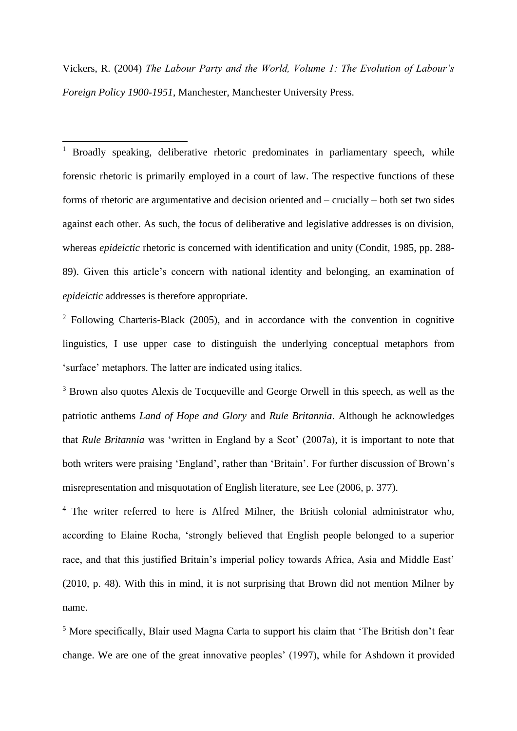Vickers, R. (2004) *The Labour Party and the World, Volume 1: The Evolution of Labour's Foreign Policy 1900-1951*, Manchester, Manchester University Press.

---

[1] Broadly speaking, deliberative rhetoric predominates in parliamentary speech, while forensic rhetoric is primarily employed in a court of law. The respective functions of these forms of rhetoric are argumentative and decision oriented and – crucially – both set two sides against each other. As such, the focus of deliberative and legislative addresses is on division, whereas *epideictic* rhetoric is concerned with identification and unity (Condit, 1985, pp. 288-89). Given this article's concern with national identity and belonging, an examination of *epideictic* addresses is therefore appropriate.

[2] Following Charteris-Black (2005), and in accordance with the convention in cognitive linguistics, I use upper case to distinguish the underlying conceptual metaphors from 'surface' metaphors. The latter are indicated using italics.

[3] Brown also quotes Alexis de Tocqueville and George Orwell in this speech, as well as the patriotic anthems *Land of Hope and Glory* and *Rule Britannia*. Although he acknowledges that *Rule Britannia* was 'written in England by a Scot' (2007a), it is important to note that both writers were praising 'England', rather than 'Britain'. For further discussion of Brown's misrepresentation and misquotation of English literature, see Lee (2006, p. 377).

[4] The writer referred to here is Alfred Milner, the British colonial administrator who, according to Elaine Rocha, 'strongly believed that English people belonged to a superior race, and that this justified Britain's imperial policy towards Africa, Asia and Middle East' (2010, p. 48). With this in mind, it is not surprising that Brown did not mention Milner by name.

[5] More specifically, Blair used Magna Carta to support his claim that 'The British don't fear change. We are one of the great innovative peoples' (1997), while for Ashdown it provided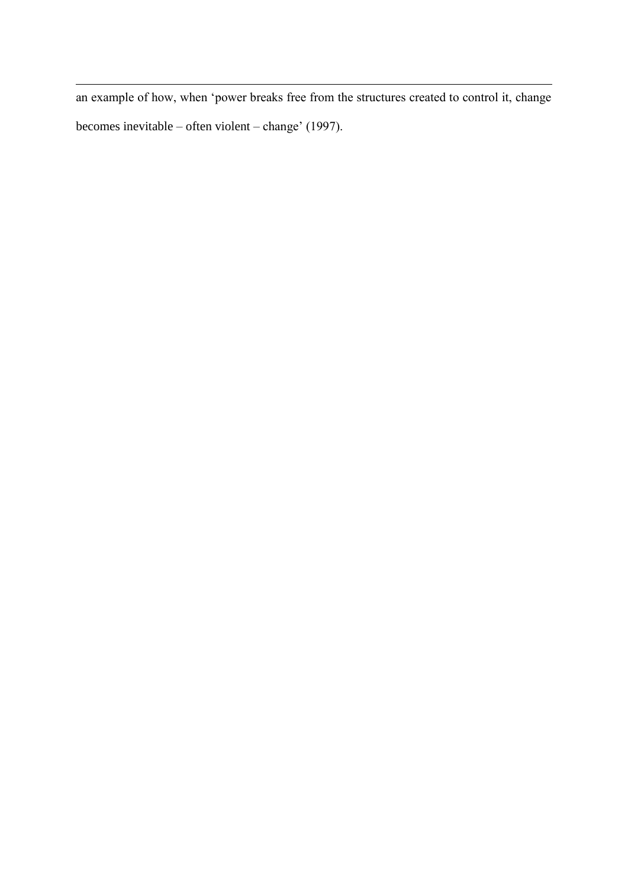an example of how, when 'power breaks free from the structures created to control it, change becomes inevitable – often violent – change' (1997).